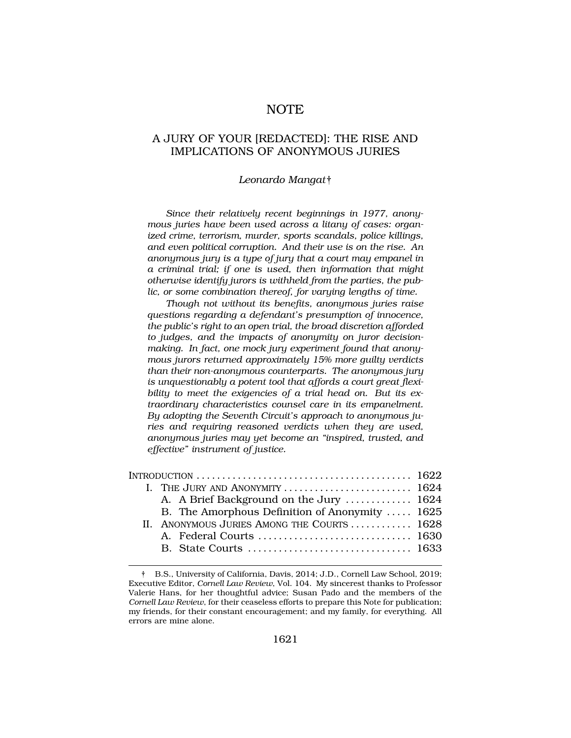# NOTE

## A JURY OF YOUR [REDACTED]: THE RISE AND IMPLICATIONS OF ANONYMOUS JURIES

*Leonardo Mangat*†

*Since their relatively recent beginnings in 1977, anonymous juries have been used across a litany of cases: organized crime, terrorism, murder, sports scandals, police killings, and even political corruption. And their use is on the rise. An anonymous jury is a type of jury that a court may empanel in a criminal trial; if one is used, then information that might otherwise identify jurors is withheld from the parties, the public, or some combination thereof, for varying lengths of time.*

*Though not without its benefits, anonymous juries raise questions regarding a defendant's presumption of innocence, the public's right to an open trial, the broad discretion afforded to judges, and the impacts of anonymity on juror decision-making. In fact, one mock jury experiment found that anonymous jurors returned approximately 15% more guilty verdicts than their non-anonymous counterparts. The anonymous jury is unquestionably a potent tool that affords a court great flexibility to meet the exigencies of a trial head on. But its extraordinary characteristics counsel care in its empanelment. By adopting the Seventh Circuit's approach to anonymous juries and requiring reasoned verdicts when they are used, anonymous juries may yet become an "inspired, trusted, and effective" instrument of justice.*

INTRODUCTION .......................................... 1622
- I. THE JURY AND ANONYMITY .......................... 1624
  - A. A Brief Background on the Jury ............ 1624
  - B. The Amorphous Definition of Anonymity ..... 1625
- II. ANONYMOUS JURIES AMONG THE COURTS ........... 1628
  - A. Federal Courts ............................ 1630
  - B. State Courts .............................. 1633

† B.S., University of California, Davis, 2014; J.D., Cornell Law School, 2019; Executive Editor, *Cornell Law Review*, Vol. 104. My sincerest thanks to Professor Valerie Hans, for her thoughtful advice; Susan Pado and the members of the *Cornell Law Review*, for their ceaseless efforts to prepare this Note for publication; my friends, for their constant encouragement; and my family, for everything. All errors are mine alone.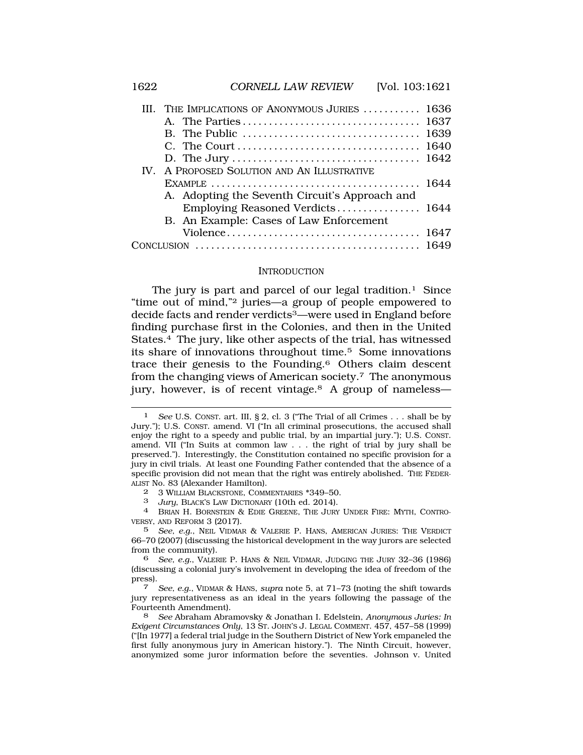| | | |
|---|---|---|
| III. | THE IMPLICATIONS OF ANONYMOUS JURIES | 1636 |
| | A. The Parties | 1637 |
| | B. The Public | 1639 |
| | C. The Court | 1640 |
| | D. The Jury | 1642 |
| IV. | A PROPOSED SOLUTION AND AN ILLUSTRATIVE EXAMPLE | 1644 |
| | A. Adopting the Seventh Circuit's Approach and Employing Reasoned Verdicts | 1644 |
| | B. An Example: Cases of Law Enforcement Violence | 1647 |
| CONCLUSION | | 1649 |

## INTRODUCTION

The jury is part and parcel of our legal tradition.[1] Since "time out of mind,"[2] juries—a group of people empowered to decide facts and render verdicts[3]—were used in England before finding purchase first in the Colonies, and then in the United States.[4] The jury, like other aspects of the trial, has witnessed its share of innovations throughout time.[5] Some innovations trace their genesis to the Founding.[6] Others claim descent from the changing views of American society.[7] The anonymous jury, however, is of recent vintage.[8] A group of nameless—

---

1 *See* U.S. CONST. art. III, § 2, cl. 3 ("The Trial of all Crimes . . . shall be by Jury."); U.S. CONST. amend. VI ("In all criminal prosecutions, the accused shall enjoy the right to a speedy and public trial, by an impartial jury."); U.S. CONST. amend. VII ("In Suits at common law . . . the right of trial by jury shall be preserved."). Interestingly, the Constitution contained no specific provision for a jury in civil trials. At least one Founding Father contended that the absence of a specific provision did not mean that the right was entirely abolished. THE FEDERALIST No. 83 (Alexander Hamilton).

2 3 WILLIAM BLACKSTONE, COMMENTARIES *349–50.

3 *Jury*, BLACK'S LAW DICTIONARY (10th ed. 2014).

4 BRIAN H. BORNSTEIN & EDIE GREENE, THE JURY UNDER FIRE: MYTH, CONTROVERSY, AND REFORM 3 (2017).

5 *See, e.g.*, NEIL VIDMAR & VALERIE P. HANS, AMERICAN JURIES: THE VERDICT 66–70 (2007) (discussing the historical development in the way jurors are selected from the community).

6 *See, e.g.*, VALERIE P. HANS & NEIL VIDMAR, JUDGING THE JURY 32–36 (1986) (discussing a colonial jury's involvement in developing the idea of freedom of the press).

7 *See, e.g.*, VIDMAR & HANS, *supra* note 5, at 71–73 (noting the shift towards jury representativeness as an ideal in the years following the passage of the Fourteenth Amendment).

8 *See* Abraham Abramovsky & Jonathan I. Edelstein, *Anonymous Juries: In Exigent Circumstances Only*, 13 ST. JOHN'S J. LEGAL COMMENT. 457, 457–58 (1999) ("[In 1977] a federal trial judge in the Southern District of New York empaneled the first fully anonymous jury in American history."). The Ninth Circuit, however, anonymized some juror information before the seventies. Johnson v. United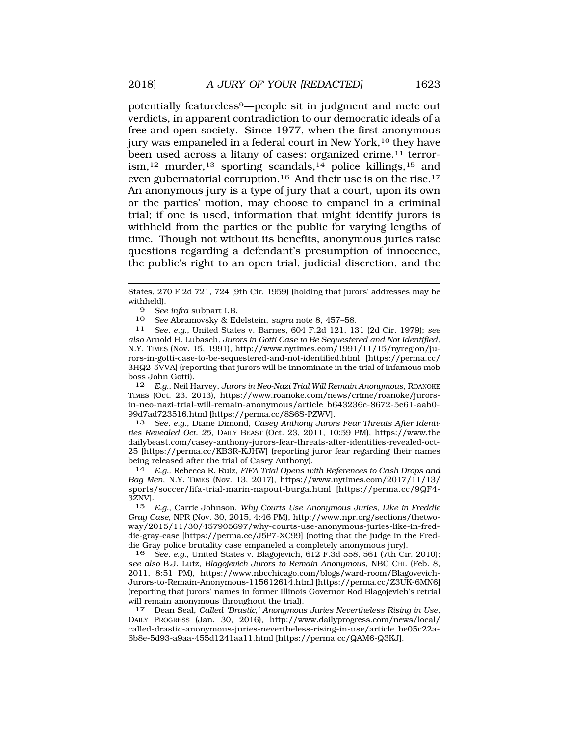potentially featureless[9]—people sit in judgment and mete out verdicts, in apparent contradiction to our democratic ideals of a free and open society. Since 1977, when the first anonymous jury was empaneled in a federal court in New York,[10] they have been used across a litany of cases: organized crime,[11] terrorism,[12] murder,[13] sporting scandals,[14] police killings,[15] and even gubernatorial corruption.[16] And their use is on the rise.[17] An anonymous jury is a type of jury that a court, upon its own or the parties' motion, may choose to empanel in a criminal trial; if one is used, information that might identify jurors is withheld from the parties or the public for varying lengths of time. Though not without its benefits, anonymous juries raise questions regarding a defendant's presumption of innocence, the public's right to an open trial, judicial discretion, and the

---

States, 270 F.2d 721, 724 (9th Cir. 1959) (holding that jurors' addresses may be withheld).

9 *See infra* subpart I.B.

10 *See* Abramovsky & Edelstein, *supra* note 8, 457–58.

11 *See, e.g.*, United States v. Barnes, 604 F.2d 121, 131 (2d Cir. 1979); *see also* Arnold H. Lubasch, *Jurors in Gotti Case to Be Sequestered and Not Identified*, N.Y. TIMES (Nov. 15, 1991), http://www.nytimes.com/1991/11/15/nyregion/jurors-in-gotti-case-to-be-sequestered-and-not-identified.html [https://perma.cc/3HQ2-5VVA] (reporting that jurors will be innominate in the trial of infamous mob boss John Gotti).

12 *E.g.*, Neil Harvey, *Jurors in Neo-Nazi Trial Will Remain Anonymous*, ROANOKE TIMES (Oct. 23, 2013), https://www.roanoke.com/news/crime/roanoke/jurors-in-neo-nazi-trial-will-remain-anonymous/article_b643236c-8672-5c61-aab0-99d7ad723516.html [https://perma.cc/8S6S-PZWV].

13 *See, e.g.*, Diane Dimond, *Casey Anthony Jurors Fear Threats After Identities Revealed Oct. 25*, DAILY BEAST (Oct. 23, 2011, 10:59 PM), https://www.thedailybeast.com/casey-anthony-jurors-fear-threats-after-identities-revealed-oct-25 [https://perma.cc/KB3R-KJHW] (reporting juror fear regarding their names being released after the trial of Casey Anthony).

14 *E.g.*, Rebecca R. Ruiz, *FIFA Trial Opens with References to Cash Drops and Bag Men*, N.Y. TIMES (Nov. 13, 2017), https://www.nytimes.com/2017/11/13/sports/soccer/fifa-trial-marin-napout-burga.html [https://perma.cc/9QF4-3ZNV].

15 *E.g.*, Carrie Johnson, *Why Courts Use Anonymous Juries, Like in Freddie Gray Case*, NPR (Nov. 30, 2015, 4:46 PM), http://www.npr.org/sections/thetwo-way/2015/11/30/457905697/why-courts-use-anonymous-juries-like-in-freddie-gray-case [https://perma.cc/J5P7-XC99] (noting that the judge in the Freddie Gray police brutality case empaneled a completely anonymous jury).

16 *See, e.g.*, United States v. Blagojevich, 612 F.3d 558, 561 (7th Cir. 2010); *see also* B.J. Lutz, *Blagojevich Jurors to Remain Anonymous*, NBC CHI. (Feb. 8, 2011, 8:51 PM), https://www.nbcchicago.com/blogs/ward-room/Blagovevich-Jurors-to-Remain-Anonymous-115612614.html [https://perma.cc/Z3UK-6MN6] (reporting that jurors' names in former Illinois Governor Rod Blagojevich's retrial will remain anonymous throughout the trial).

17 Dean Seal, *Called 'Drastic,' Anonymous Juries Nevertheless Rising in Use*, DAILY PROGRESS (Jan. 30, 2016), http://www.dailyprogress.com/news/local/called-drastic-anonymous-juries-nevertheless-rising-in-use/article_be05c22a-6b8e-5d93-a9aa-455d1241aa11.html [https://perma.cc/QAM6-Q3KJ].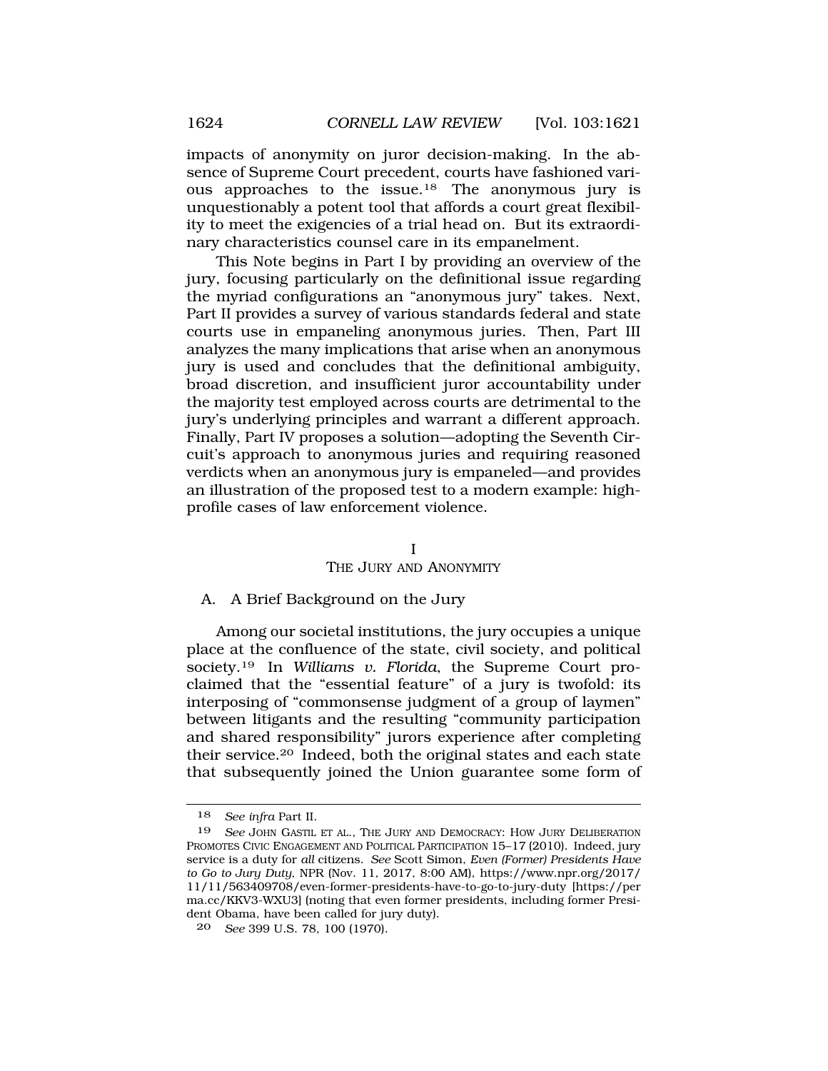impacts of anonymity on juror decision-making. In the absence of Supreme Court precedent, courts have fashioned various approaches to the issue.[18] The anonymous jury is unquestionably a potent tool that affords a court great flexibility to meet the exigencies of a trial head on. But its extraordinary characteristics counsel care in its empanelment.

This Note begins in Part I by providing an overview of the jury, focusing particularly on the definitional issue regarding the myriad configurations an "anonymous jury" takes. Next, Part II provides a survey of various standards federal and state courts use in empaneling anonymous juries. Then, Part III analyzes the many implications that arise when an anonymous jury is used and concludes that the definitional ambiguity, broad discretion, and insufficient juror accountability under the majority test employed across courts are detrimental to the jury's underlying principles and warrant a different approach. Finally, Part IV proposes a solution—adopting the Seventh Circuit's approach to anonymous juries and requiring reasoned verdicts when an anonymous jury is empaneled—and provides an illustration of the proposed test to a modern example: high-profile cases of law enforcement violence.

## I
## THE JURY AND ANONYMITY

### A. A Brief Background on the Jury

Among our societal institutions, the jury occupies a unique place at the confluence of the state, civil society, and political society.[19] In *Williams v. Florida*, the Supreme Court proclaimed that the "essential feature" of a jury is twofold: its interposing of "commonsense judgment of a group of laymen" between litigants and the resulting "community participation and shared responsibility" jurors experience after completing their service.[20] Indeed, both the original states and each state that subsequently joined the Union guarantee some form of

---

18 *See infra* Part II.

19 *See* JOHN GASTIL ET AL., THE JURY AND DEMOCRACY: HOW JURY DELIBERATION PROMOTES CIVIC ENGAGEMENT AND POLITICAL PARTICIPATION 15–17 (2010). Indeed, jury service is a duty for *all* citizens. *See* Scott Simon, *Even (Former) Presidents Have to Go to Jury Duty*, NPR (Nov. 11, 2017, 8:00 AM), https://www.npr.org/2017/11/11/563409708/even-former-presidents-have-to-go-to-jury-duty [https://perma.cc/KKV3-WXU3] (noting that even former presidents, including former President Obama, have been called for jury duty).

20 *See* 399 U.S. 78, 100 (1970).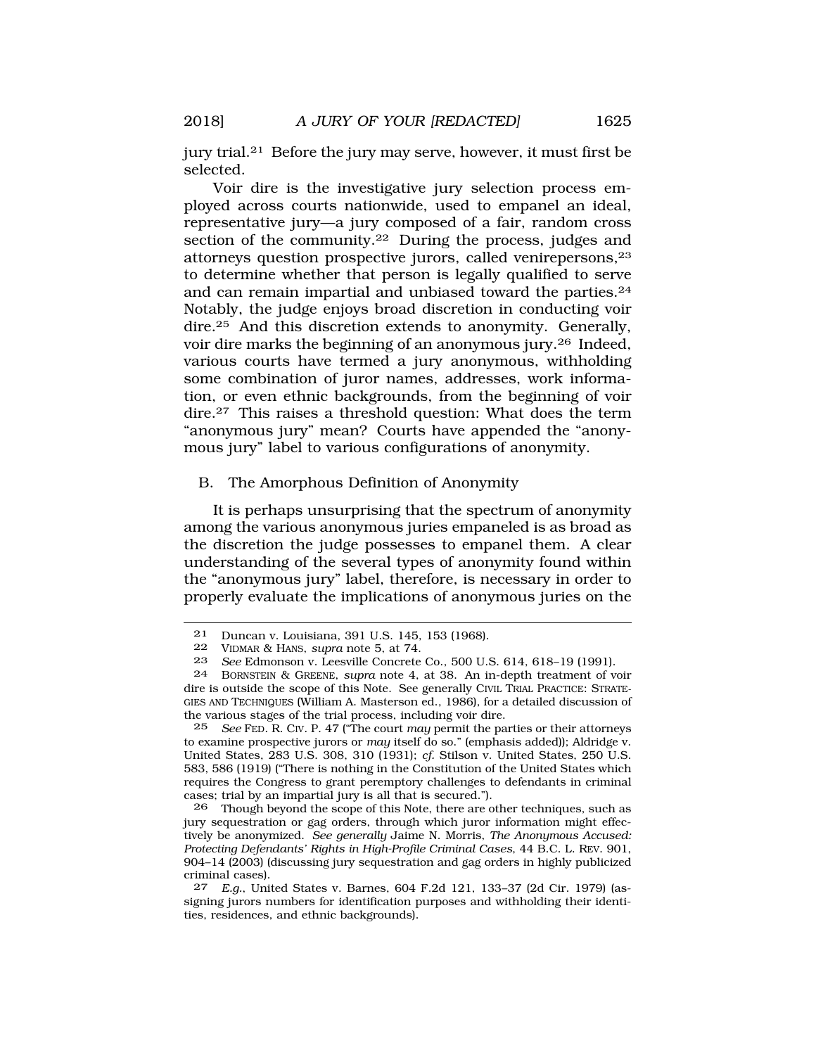jury trial.[21] Before the jury may serve, however, it must first be selected.

Voir dire is the investigative jury selection process employed across courts nationwide, used to empanel an ideal, representative jury—a jury composed of a fair, random cross section of the community.[22] During the process, judges and attorneys question prospective jurors, called venirepersons,[23] to determine whether that person is legally qualified to serve and can remain impartial and unbiased toward the parties.[24] Notably, the judge enjoys broad discretion in conducting voir dire.[25] And this discretion extends to anonymity. Generally, voir dire marks the beginning of an anonymous jury.[26] Indeed, various courts have termed a jury anonymous, withholding some combination of juror names, addresses, work information, or even ethnic backgrounds, from the beginning of voir dire.[27] This raises a threshold question: What does the term "anonymous jury" mean? Courts have appended the "anonymous jury" label to various configurations of anonymity.

## B. The Amorphous Definition of Anonymity

It is perhaps unsurprising that the spectrum of anonymity among the various anonymous juries empaneled is as broad as the discretion the judge possesses to empanel them. A clear understanding of the several types of anonymity found within the "anonymous jury" label, therefore, is necessary in order to properly evaluate the implications of anonymous juries on the

---

[21] Duncan v. Louisiana, 391 U.S. 145, 153 (1968).

[22] VIDMAR & HANS, *supra* note 5, at 74.

[23] *See* Edmonson v. Leesville Concrete Co., 500 U.S. 614, 618–19 (1991).

[24] BORNSTEIN & GREENE, *supra* note 4, at 38. An in-depth treatment of voir dire is outside the scope of this Note. See generally CIVIL TRIAL PRACTICE: STRATEGIES AND TECHNIQUES (William A. Masterson ed., 1986), for a detailed discussion of the various stages of the trial process, including voir dire.

[25] *See* FED. R. CIV. P. 47 ("The court *may* permit the parties or their attorneys to examine prospective jurors or *may* itself do so." (emphasis added)); Aldridge v. United States, 283 U.S. 308, 310 (1931); *cf.* Stilson v. United States, 250 U.S. 583, 586 (1919) ("There is nothing in the Constitution of the United States which requires the Congress to grant peremptory challenges to defendants in criminal cases; trial by an impartial jury is all that is secured.").

[26] Though beyond the scope of this Note, there are other techniques, such as jury sequestration or gag orders, through which juror information might effectively be anonymized. *See generally* Jaime N. Morris, *The Anonymous Accused: Protecting Defendants' Rights in High-Profile Criminal Cases*, 44 B.C. L. REV. 901, 904–14 (2003) (discussing jury sequestration and gag orders in highly publicized criminal cases).

[27] *E.g.*, United States v. Barnes, 604 F.2d 121, 133–37 (2d Cir. 1979) (assigning jurors numbers for identification purposes and withholding their identities, residences, and ethnic backgrounds).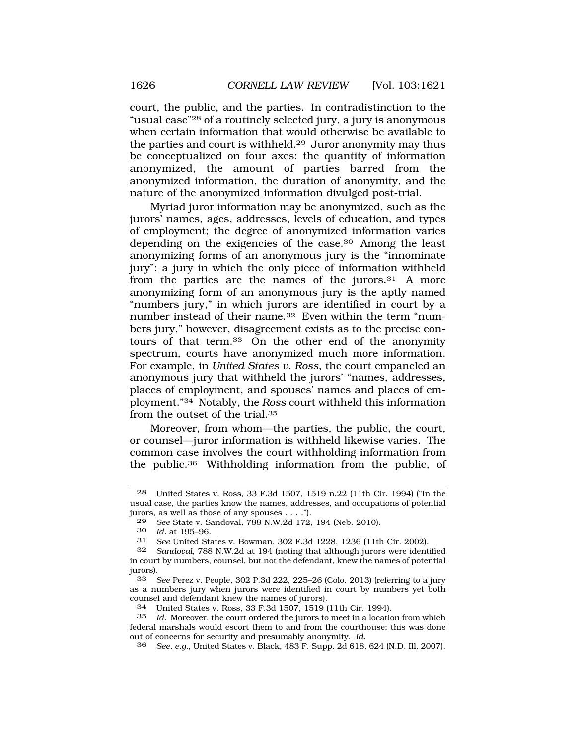court, the public, and the parties. In contradistinction to the "usual case"[28] of a routinely selected jury, a jury is anonymous when certain information that would otherwise be available to the parties and court is withheld.[29] Juror anonymity may thus be conceptualized on four axes: the quantity of information anonymized, the amount of parties barred from the anonymized information, the duration of anonymity, and the nature of the anonymized information divulged post-trial.

Myriad juror information may be anonymized, such as the jurors' names, ages, addresses, levels of education, and types of employment; the degree of anonymized information varies depending on the exigencies of the case.[30] Among the least anonymizing forms of an anonymous jury is the "innominate jury": a jury in which the only piece of information withheld from the parties are the names of the jurors.[31] A more anonymizing form of an anonymous jury is the aptly named "numbers jury," in which jurors are identified in court by a number instead of their name.[32] Even within the term "numbers jury," however, disagreement exists as to the precise contours of that term.[33] On the other end of the anonymity spectrum, courts have anonymized much more information. For example, in *United States v. Ross*, the court empaneled an anonymous jury that withheld the jurors' "names, addresses, places of employment, and spouses' names and places of employment."[34] Notably, the *Ross* court withheld this information from the outset of the trial.[35]

Moreover, from whom—the parties, the public, the court, or counsel—juror information is withheld likewise varies. The common case involves the court withholding information from the public.[36] Withholding information from the public, of

---

28 United States v. Ross, 33 F.3d 1507, 1519 n.22 (11th Cir. 1994) ("In the usual case, the parties know the names, addresses, and occupations of potential jurors, as well as those of any spouses . . . .").

29 *See* State v. Sandoval, 788 N.W.2d 172, 194 (Neb. 2010).

30 *Id.* at 195–96.

31 *See* United States v. Bowman, 302 F.3d 1228, 1236 (11th Cir. 2002).

32 *Sandoval*, 788 N.W.2d at 194 (noting that although jurors were identified in court by numbers, counsel, but not the defendant, knew the names of potential jurors).

33 *See* Perez v. People, 302 P.3d 222, 225–26 (Colo. 2013) (referring to a jury as a numbers jury when jurors were identified in court by numbers yet both counsel and defendant knew the names of jurors).

34 United States v. Ross, 33 F.3d 1507, 1519 (11th Cir. 1994).

35 *Id.* Moreover, the court ordered the jurors to meet in a location from which federal marshals would escort them to and from the courthouse; this was done out of concerns for security and presumably anonymity. *Id.*

36 *See, e.g.*, United States v. Black, 483 F. Supp. 2d 618, 624 (N.D. Ill. 2007).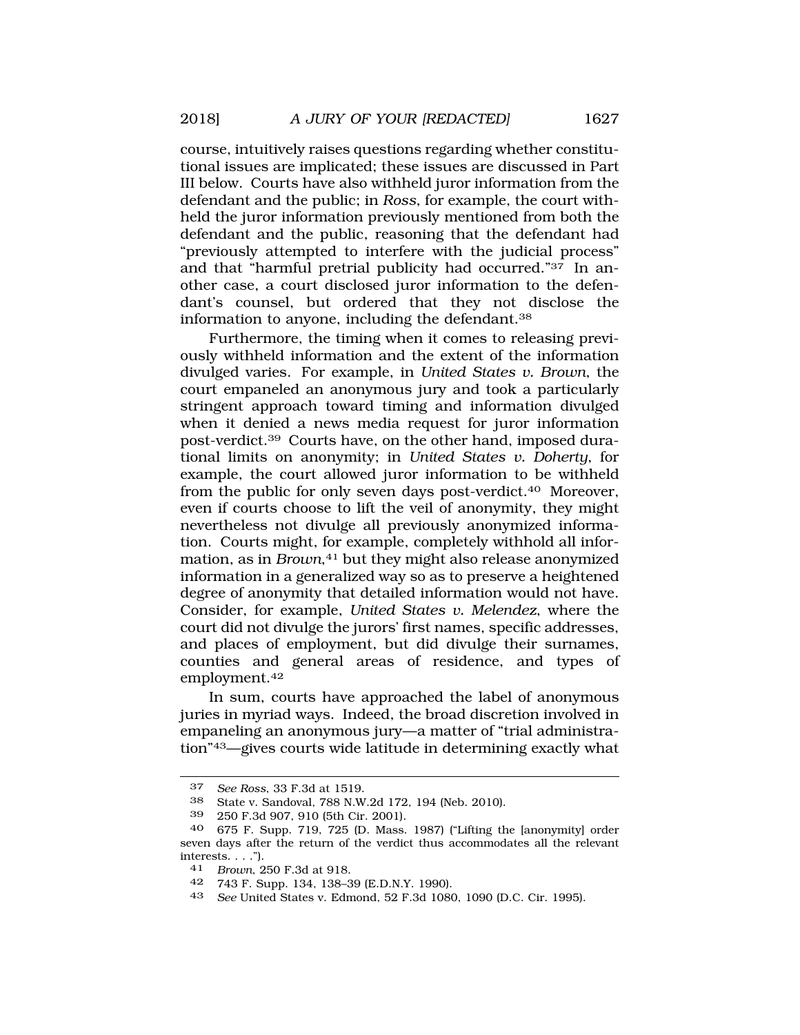course, intuitively raises questions regarding whether constitutional issues are implicated; these issues are discussed in Part III below. Courts have also withheld juror information from the defendant and the public; in *Ross*, for example, the court withheld the juror information previously mentioned from both the defendant and the public, reasoning that the defendant had "previously attempted to interfere with the judicial process" and that "harmful pretrial publicity had occurred."[37] In another case, a court disclosed juror information to the defendant's counsel, but ordered that they not disclose the information to anyone, including the defendant.[38]

Furthermore, the timing when it comes to releasing previously withheld information and the extent of the information divulged varies. For example, in *United States v. Brown*, the court empaneled an anonymous jury and took a particularly stringent approach toward timing and information divulged when it denied a news media request for juror information post-verdict.[39] Courts have, on the other hand, imposed durational limits on anonymity; in *United States v. Doherty*, for example, the court allowed juror information to be withheld from the public for only seven days post-verdict.[40] Moreover, even if courts choose to lift the veil of anonymity, they might nevertheless not divulge all previously anonymized information. Courts might, for example, completely withhold all information, as in *Brown*,[41] but they might also release anonymized information in a generalized way so as to preserve a heightened degree of anonymity that detailed information would not have. Consider, for example, *United States v. Melendez*, where the court did not divulge the jurors' first names, specific addresses, and places of employment, but did divulge their surnames, counties and general areas of residence, and types of employment.[42]

In sum, courts have approached the label of anonymous juries in myriad ways. Indeed, the broad discretion involved in empaneling an anonymous jury—a matter of "trial administration"[43]—gives courts wide latitude in determining exactly what

---

[37] *See Ross*, 33 F.3d at 1519.

[38] State v. Sandoval, 788 N.W.2d 172, 194 (Neb. 2010).

[39] 250 F.3d 907, 910 (5th Cir. 2001).

[40] 675 F. Supp. 719, 725 (D. Mass. 1987) ("Lifting the [anonymity] order seven days after the return of the verdict thus accommodates all the relevant interests. . . .").

[41] *Brown*, 250 F.3d at 918.

[42] 743 F. Supp. 134, 138–39 (E.D.N.Y. 1990).

[43] *See* United States v. Edmond, 52 F.3d 1080, 1090 (D.C. Cir. 1995).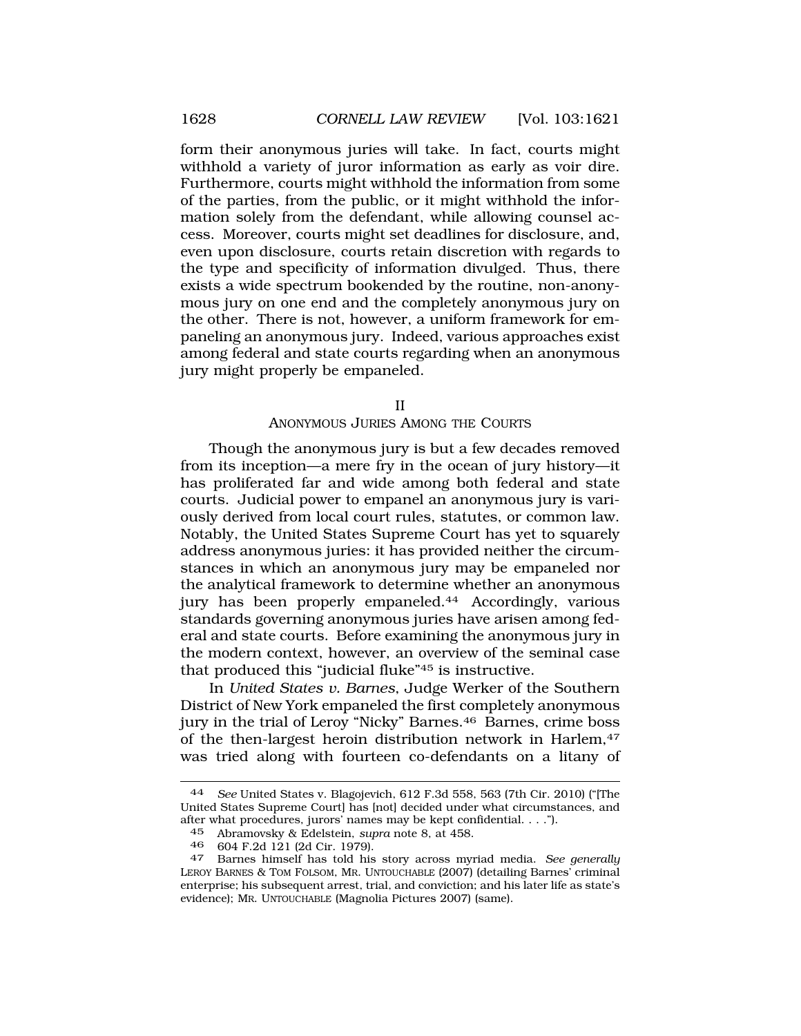form their anonymous juries will take. In fact, courts might withhold a variety of juror information as early as voir dire. Furthermore, courts might withhold the information from some of the parties, from the public, or it might withhold the information solely from the defendant, while allowing counsel access. Moreover, courts might set deadlines for disclosure, and, even upon disclosure, courts retain discretion with regards to the type and specificity of information divulged. Thus, there exists a wide spectrum bookended by the routine, non-anonymous jury on one end and the completely anonymous jury on the other. There is not, however, a uniform framework for empaneling an anonymous jury. Indeed, various approaches exist among federal and state courts regarding when an anonymous jury might properly be empaneled.

## II
## ANONYMOUS JURIES AMONG THE COURTS

Though the anonymous jury is but a few decades removed from its inception—a mere fry in the ocean of jury history—it has proliferated far and wide among both federal and state courts. Judicial power to empanel an anonymous jury is variously derived from local court rules, statutes, or common law. Notably, the United States Supreme Court has yet to squarely address anonymous juries: it has provided neither the circumstances in which an anonymous jury may be empaneled nor the analytical framework to determine whether an anonymous jury has been properly empaneled.[44] Accordingly, various standards governing anonymous juries have arisen among federal and state courts. Before examining the anonymous jury in the modern context, however, an overview of the seminal case that produced this "judicial fluke"[45] is instructive.

In *United States v. Barnes*, Judge Werker of the Southern District of New York empaneled the first completely anonymous jury in the trial of Leroy "Nicky" Barnes.[46] Barnes, crime boss of the then-largest heroin distribution network in Harlem,[47] was tried along with fourteen co-defendants on a litany of

---

44 *See* United States v. Blagojevich, 612 F.3d 558, 563 (7th Cir. 2010) ("[The United States Supreme Court] has [not] decided under what circumstances, and after what procedures, jurors' names may be kept confidential. . . .").

45 Abramovsky & Edelstein, *supra* note 8, at 458.

46 604 F.2d 121 (2d Cir. 1979).

47 Barnes himself has told his story across myriad media. *See generally* LEROY BARNES & TOM FOLSOM, MR. UNTOUCHABLE (2007) (detailing Barnes' criminal enterprise; his subsequent arrest, trial, and conviction; and his later life as state's evidence); MR. UNTOUCHABLE (Magnolia Pictures 2007) (same).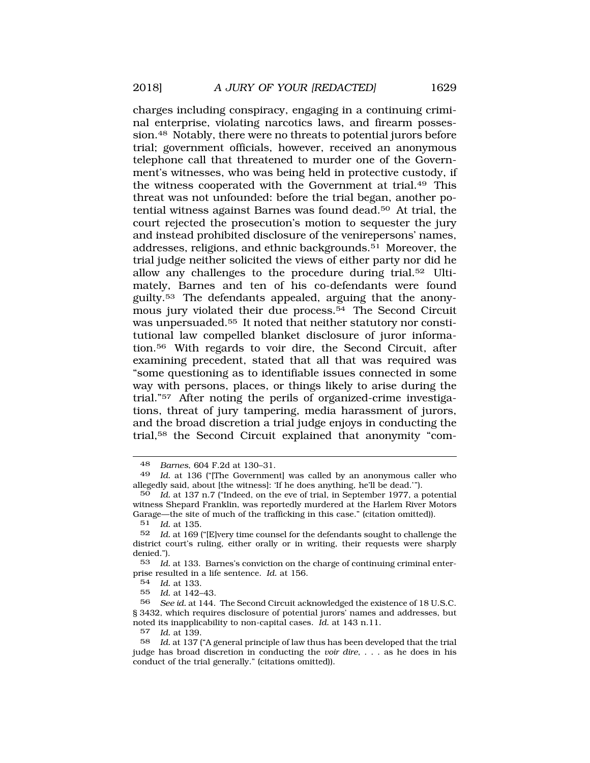charges including conspiracy, engaging in a continuing criminal enterprise, violating narcotics laws, and firearm possession.[48] Notably, there were no threats to potential jurors before trial; government officials, however, received an anonymous telephone call that threatened to murder one of the Government's witnesses, who was being held in protective custody, if the witness cooperated with the Government at trial.[49] This threat was not unfounded: before the trial began, another potential witness against Barnes was found dead.[50] At trial, the court rejected the prosecution's motion to sequester the jury and instead prohibited disclosure of the venirepersons' names, addresses, religions, and ethnic backgrounds.[51] Moreover, the trial judge neither solicited the views of either party nor did he allow any challenges to the procedure during trial.[52] Ultimately, Barnes and ten of his co-defendants were found guilty.[53] The defendants appealed, arguing that the anonymous jury violated their due process.[54] The Second Circuit was unpersuaded.[55] It noted that neither statutory nor constitutional law compelled blanket disclosure of juror information.[56] With regards to voir dire, the Second Circuit, after examining precedent, stated that all that was required was "some questioning as to identifiable issues connected in some way with persons, places, or things likely to arise during the trial."[57] After noting the perils of organized-crime investigations, threat of jury tampering, media harassment of jurors, and the broad discretion a trial judge enjoys in conducting the trial,[58] the Second Circuit explained that anonymity "com-

---

48 *Barnes*, 604 F.2d at 130–31.

49 *Id.* at 136 ("[The Government] was called by an anonymous caller who allegedly said, about [the witness]: 'If he does anything, he'll be dead.'").

50 *Id.* at 137 n.7 ("Indeed, on the eve of trial, in September 1977, a potential witness Shepard Franklin, was reportedly murdered at the Harlem River Motors Garage—the site of much of the trafficking in this case." (citation omitted)).

51 *Id.* at 135.

52 *Id.* at 169 ("[E]very time counsel for the defendants sought to challenge the district court's ruling, either orally or in writing, their requests were sharply denied.").

53 *Id.* at 133. Barnes's conviction on the charge of continuing criminal enterprise resulted in a life sentence. *Id.* at 156.

54 *Id.* at 133.

55 *Id.* at 142–43.

56 *See id.* at 144. The Second Circuit acknowledged the existence of 18 U.S.C. § 3432, which requires disclosure of potential jurors' names and addresses, but noted its inapplicability to non-capital cases. *Id.* at 143 n.11.

57 *Id.* at 139.

58 *Id.* at 137 ("A general principle of law thus has been developed that the trial judge has broad discretion in conducting the *voir dire*, . . . as he does in his conduct of the trial generally." (citations omitted)).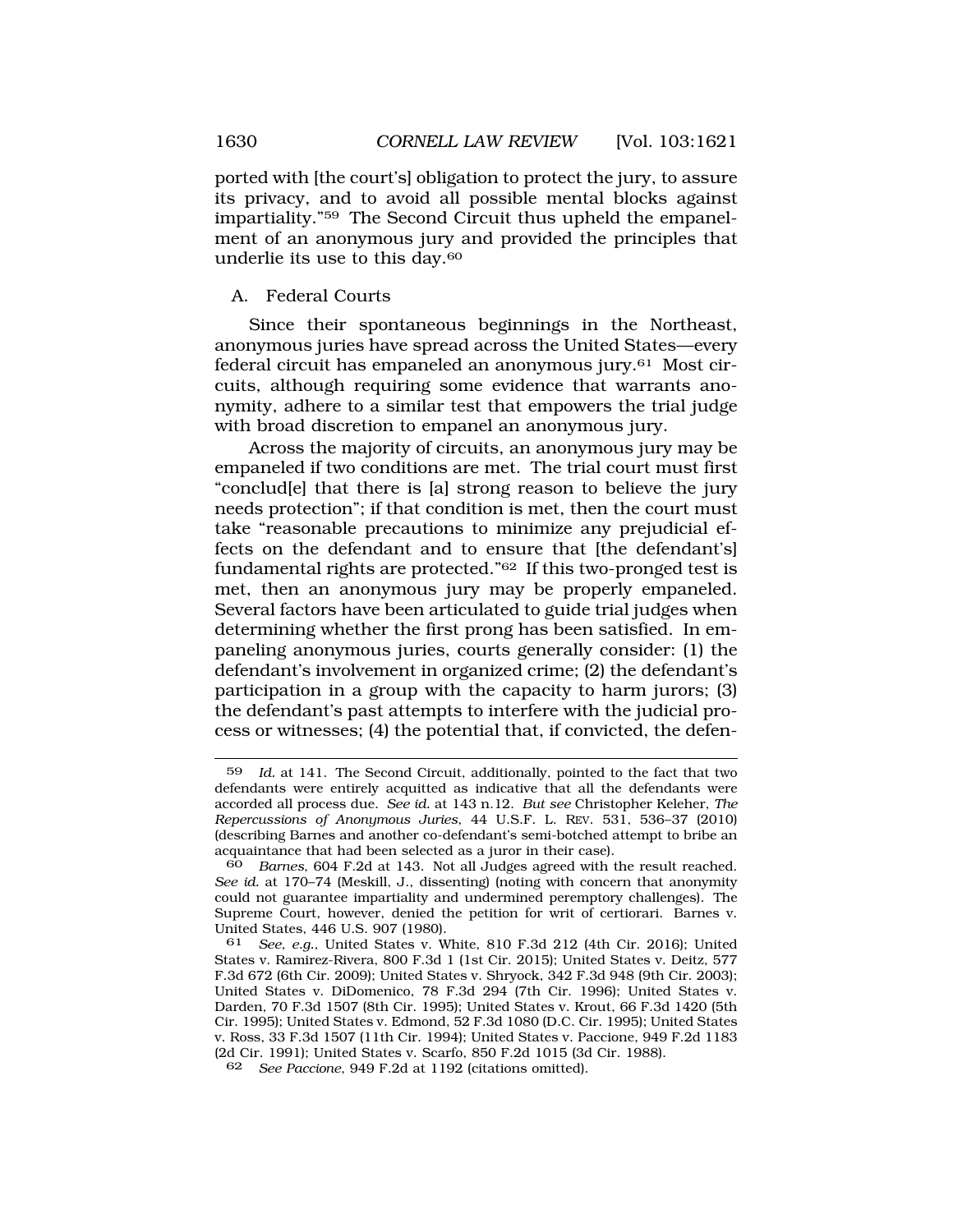ported with [the court's] obligation to protect the jury, to assure its privacy, and to avoid all possible mental blocks against impartiality."[59] The Second Circuit thus upheld the empanelment of an anonymous jury and provided the principles that underlie its use to this day.[60]

## A. Federal Courts

Since their spontaneous beginnings in the Northeast, anonymous juries have spread across the United States—every federal circuit has empaneled an anonymous jury.[61] Most circuits, although requiring some evidence that warrants anonymity, adhere to a similar test that empowers the trial judge with broad discretion to empanel an anonymous jury.

Across the majority of circuits, an anonymous jury may be empaneled if two conditions are met. The trial court must first "conclud[e] that there is [a] strong reason to believe the jury needs protection"; if that condition is met, then the court must take "reasonable precautions to minimize any prejudicial effects on the defendant and to ensure that [the defendant's] fundamental rights are protected."[62] If this two-pronged test is met, then an anonymous jury may be properly empaneled. Several factors have been articulated to guide trial judges when determining whether the first prong has been satisfied. In empaneling anonymous juries, courts generally consider: (1) the defendant's involvement in organized crime; (2) the defendant's participation in a group with the capacity to harm jurors; (3) the defendant's past attempts to interfere with the judicial process or witnesses; (4) the potential that, if convicted, the defen-

---

59 *Id.* at 141. The Second Circuit, additionally, pointed to the fact that two defendants were entirely acquitted as indicative that all the defendants were accorded all process due. *See id.* at 143 n.12. *But see* Christopher Keleher, *The Repercussions of Anonymous Juries*, 44 U.S.F. L. REV. 531, 536–37 (2010) (describing Barnes and another co-defendant's semi-botched attempt to bribe an acquaintance that had been selected as a juror in their case).

60 *Barnes*, 604 F.2d at 143. Not all Judges agreed with the result reached. *See id.* at 170–74 (Meskill, J., dissenting) (noting with concern that anonymity could not guarantee impartiality and undermined peremptory challenges). The Supreme Court, however, denied the petition for writ of certiorari. Barnes v. United States, 446 U.S. 907 (1980).

61 *See, e.g.*, United States v. White, 810 F.3d 212 (4th Cir. 2016); United States v. Ramirez-Rivera, 800 F.3d 1 (1st Cir. 2015); United States v. Deitz, 577 F.3d 672 (6th Cir. 2009); United States v. Shryock, 342 F.3d 948 (9th Cir. 2003); United States v. DiDomenico, 78 F.3d 294 (7th Cir. 1996); United States v. Darden, 70 F.3d 1507 (8th Cir. 1995); United States v. Krout, 66 F.3d 1420 (5th Cir. 1995); United States v. Edmond, 52 F.3d 1080 (D.C. Cir. 1995); United States v. Ross, 33 F.3d 1507 (11th Cir. 1994); United States v. Paccione, 949 F.2d 1183 (2d Cir. 1991); United States v. Scarfo, 850 F.2d 1015 (3d Cir. 1988).

62 *See Paccione*, 949 F.2d at 1192 (citations omitted).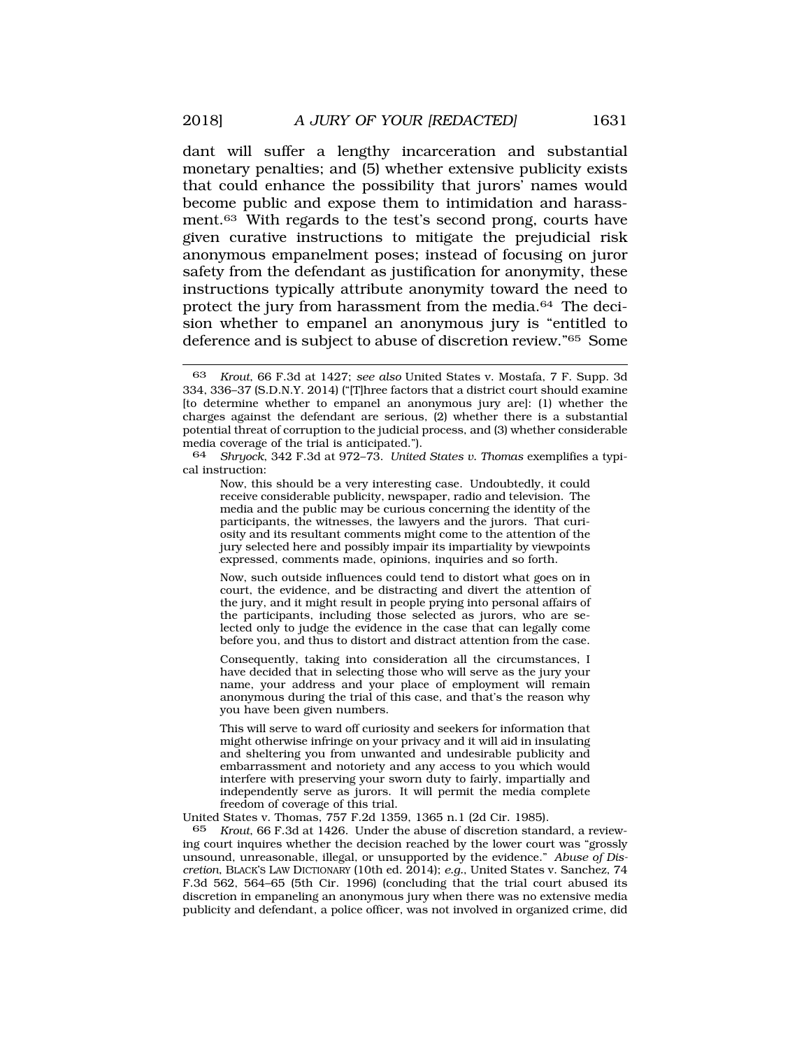dant will suffer a lengthy incarceration and substantial monetary penalties; and (5) whether extensive publicity exists that could enhance the possibility that jurors' names would become public and expose them to intimidation and harassment.[63] With regards to the test's second prong, courts have given curative instructions to mitigate the prejudicial risk anonymous empanelment poses; instead of focusing on juror safety from the defendant as justification for anonymity, these instructions typically attribute anonymity toward the need to protect the jury from harassment from the media.[64] The decision whether to empanel an anonymous jury is "entitled to deference and is subject to abuse of discretion review."[65] Some

---

63 *Krout*, 66 F.3d at 1427; *see also* United States v. Mostafa, 7 F. Supp. 3d 334, 336–37 (S.D.N.Y. 2014) ("[T]hree factors that a district court should examine [to determine whether to empanel an anonymous jury are]: (1) whether the charges against the defendant are serious, (2) whether there is a substantial potential threat of corruption to the judicial process, and (3) whether considerable media coverage of the trial is anticipated.").

64 *Shryock*, 342 F.3d at 972–73. *United States v. Thomas* exemplifies a typical instruction:

> Now, this should be a very interesting case. Undoubtedly, it could receive considerable publicity, newspaper, radio and television. The media and the public may be curious concerning the identity of the participants, the witnesses, the lawyers and the jurors. That curiosity and its resultant comments might come to the attention of the jury selected here and possibly impair its impartiality by viewpoints expressed, comments made, opinions, inquiries and so forth.
>
> Now, such outside influences could tend to distort what goes on in court, the evidence, and be distracting and divert the attention of the jury, and it might result in people prying into personal affairs of the participants, including those selected as jurors, who are selected only to judge the evidence in the case that can legally come before you, and thus to distort and distract attention from the case.
>
> Consequently, taking into consideration all the circumstances, I have decided that in selecting those who will serve as the jury your name, your address and your place of employment will remain anonymous during the trial of this case, and that's the reason why you have been given numbers.
>
> This will serve to ward off curiosity and seekers for information that might otherwise infringe on your privacy and it will aid in insulating and sheltering you from unwanted and undesirable publicity and embarrassment and notoriety and any access to you which would interfere with preserving your sworn duty to fairly, impartially and independently serve as jurors. It will permit the media complete freedom of coverage of this trial.

United States v. Thomas, 757 F.2d 1359, 1365 n.1 (2d Cir. 1985).

65 *Krout*, 66 F.3d at 1426. Under the abuse of discretion standard, a reviewing court inquires whether the decision reached by the lower court was "grossly unsound, unreasonable, illegal, or unsupported by the evidence." *Abuse of Discretion*, BLACK'S LAW DICTIONARY (10th ed. 2014); *e.g.*, United States v. Sanchez, 74 F.3d 562, 564–65 (5th Cir. 1996) (concluding that the trial court abused its discretion in empaneling an anonymous jury when there was no extensive media publicity and defendant, a police officer, was not involved in organized crime, did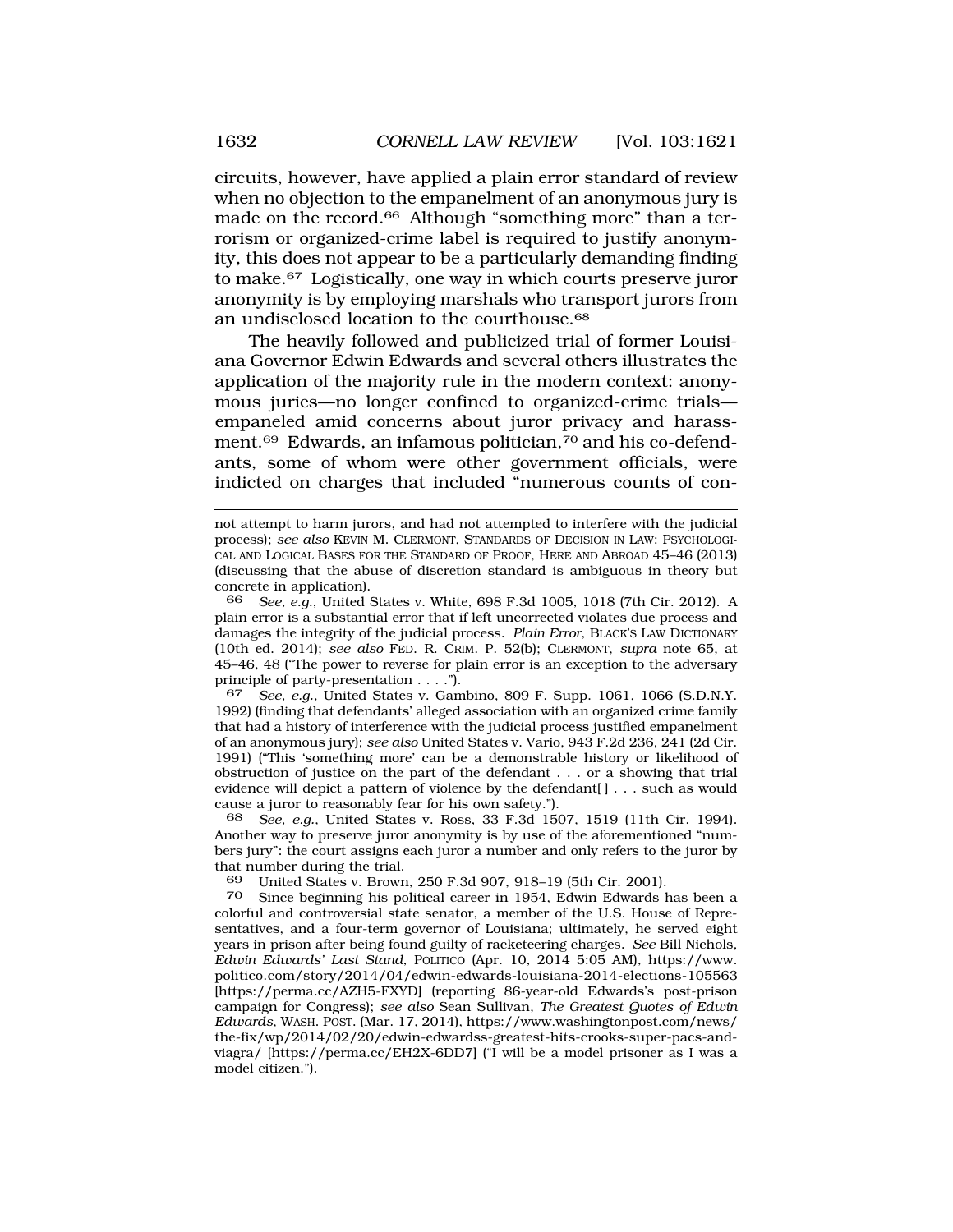circuits, however, have applied a plain error standard of review when no objection to the empanelment of an anonymous jury is made on the record.[66] Although "something more" than a terrorism or organized-crime label is required to justify anonymity, this does not appear to be a particularly demanding finding to make.[67] Logistically, one way in which courts preserve juror anonymity is by employing marshals who transport jurors from an undisclosed location to the courthouse.[68]

The heavily followed and publicized trial of former Louisiana Governor Edwin Edwards and several others illustrates the application of the majority rule in the modern context: anonymous juries—no longer confined to organized-crime trials—empaneled amid concerns about juror privacy and harassment.[69] Edwards, an infamous politician,[70] and his co-defendants, some of whom were other government officials, were indicted on charges that included "numerous counts of con-

---

not attempt to harm jurors, and had not attempted to interfere with the judicial process); *see also* KEVIN M. CLERMONT, STANDARDS OF DECISION IN LAW: PSYCHOLOGICAL AND LOGICAL BASES FOR THE STANDARD OF PROOF, HERE AND ABROAD 45–46 (2013) (discussing that the abuse of discretion standard is ambiguous in theory but concrete in application).

66 *See, e.g.*, United States v. White, 698 F.3d 1005, 1018 (7th Cir. 2012). A plain error is a substantial error that if left uncorrected violates due process and damages the integrity of the judicial process. *Plain Error*, BLACK'S LAW DICTIONARY (10th ed. 2014); *see also* FED. R. CRIM. P. 52(b); CLERMONT, *supra* note 65, at 45–46, 48 ("The power to reverse for plain error is an exception to the adversary principle of party-presentation . . . .").

67 *See, e.g.*, United States v. Gambino, 809 F. Supp. 1061, 1066 (S.D.N.Y. 1992) (finding that defendants' alleged association with an organized crime family that had a history of interference with the judicial process justified empanelment of an anonymous jury); *see also* United States v. Vario, 943 F.2d 236, 241 (2d Cir. 1991) ("This 'something more' can be a demonstrable history or likelihood of obstruction of justice on the part of the defendant . . . or a showing that trial evidence will depict a pattern of violence by the defendant[ ] . . . such as would cause a juror to reasonably fear for his own safety.").

68 *See, e.g.*, United States v. Ross, 33 F.3d 1507, 1519 (11th Cir. 1994). Another way to preserve juror anonymity is by use of the aforementioned "numbers jury": the court assigns each juror a number and only refers to the juror by that number during the trial.

69 United States v. Brown, 250 F.3d 907, 918–19 (5th Cir. 2001).

70 Since beginning his political career in 1954, Edwin Edwards has been a colorful and controversial state senator, a member of the U.S. House of Representatives, and a four-term governor of Louisiana; ultimately, he served eight years in prison after being found guilty of racketeering charges. *See* Bill Nichols, *Edwin Edwards' Last Stand*, POLITICO (Apr. 10, 2014 5:05 AM), https://www.politico.com/story/2014/04/edwin-edwards-louisiana-2014-elections-105563 [https://perma.cc/AZH5-FXYD] (reporting 86-year-old Edwards's post-prison campaign for Congress); *see also* Sean Sullivan, *The Greatest Quotes of Edwin Edwards*, WASH. POST. (Mar. 17, 2014), https://www.washingtonpost.com/news/the-fix/wp/2014/02/20/edwin-edwardss-greatest-hits-crooks-super-pacs-and-viagra/ [https://perma.cc/EH2X-6DD7] ("I will be a model prisoner as I was a model citizen.").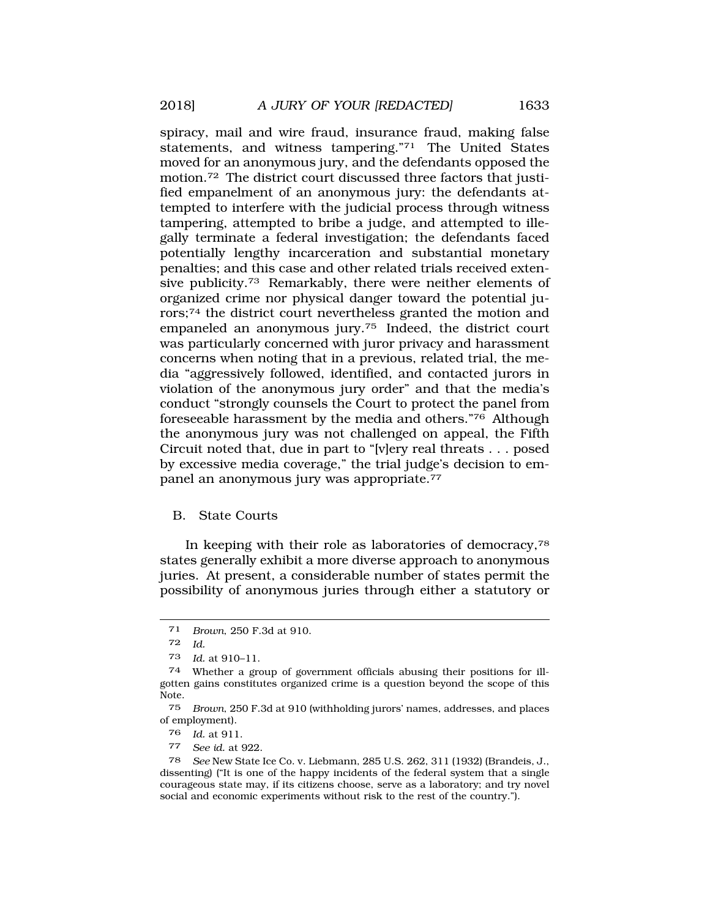spiracy, mail and wire fraud, insurance fraud, making false statements, and witness tampering."[71] The United States moved for an anonymous jury, and the defendants opposed the motion.[72] The district court discussed three factors that justified empanelment of an anonymous jury: the defendants attempted to interfere with the judicial process through witness tampering, attempted to bribe a judge, and attempted to illegally terminate a federal investigation; the defendants faced potentially lengthy incarceration and substantial monetary penalties; and this case and other related trials received extensive publicity.[73] Remarkably, there were neither elements of organized crime nor physical danger toward the potential jurors;[74] the district court nevertheless granted the motion and empaneled an anonymous jury.[75] Indeed, the district court was particularly concerned with juror privacy and harassment concerns when noting that in a previous, related trial, the media "aggressively followed, identified, and contacted jurors in violation of the anonymous jury order" and that the media's conduct "strongly counsels the Court to protect the panel from foreseeable harassment by the media and others."[76] Although the anonymous jury was not challenged on appeal, the Fifth Circuit noted that, due in part to "[v]ery real threats . . . posed by excessive media coverage," the trial judge's decision to empanel an anonymous jury was appropriate.[77]

## B. State Courts

In keeping with their role as laboratories of democracy,[78] states generally exhibit a more diverse approach to anonymous juries. At present, a considerable number of states permit the possibility of anonymous juries through either a statutory or

---

71 *Brown*, 250 F.3d at 910.

72 *Id.*

73 *Id.* at 910–11.

74 Whether a group of government officials abusing their positions for ill-gotten gains constitutes organized crime is a question beyond the scope of this Note.

75 *Brown*, 250 F.3d at 910 (withholding jurors' names, addresses, and places of employment).

76 *Id.* at 911.

77 *See id.* at 922.

78 *See* New State Ice Co. v. Liebmann, 285 U.S. 262, 311 (1932) (Brandeis, J., dissenting) ("It is one of the happy incidents of the federal system that a single courageous state may, if its citizens choose, serve as a laboratory; and try novel social and economic experiments without risk to the rest of the country.").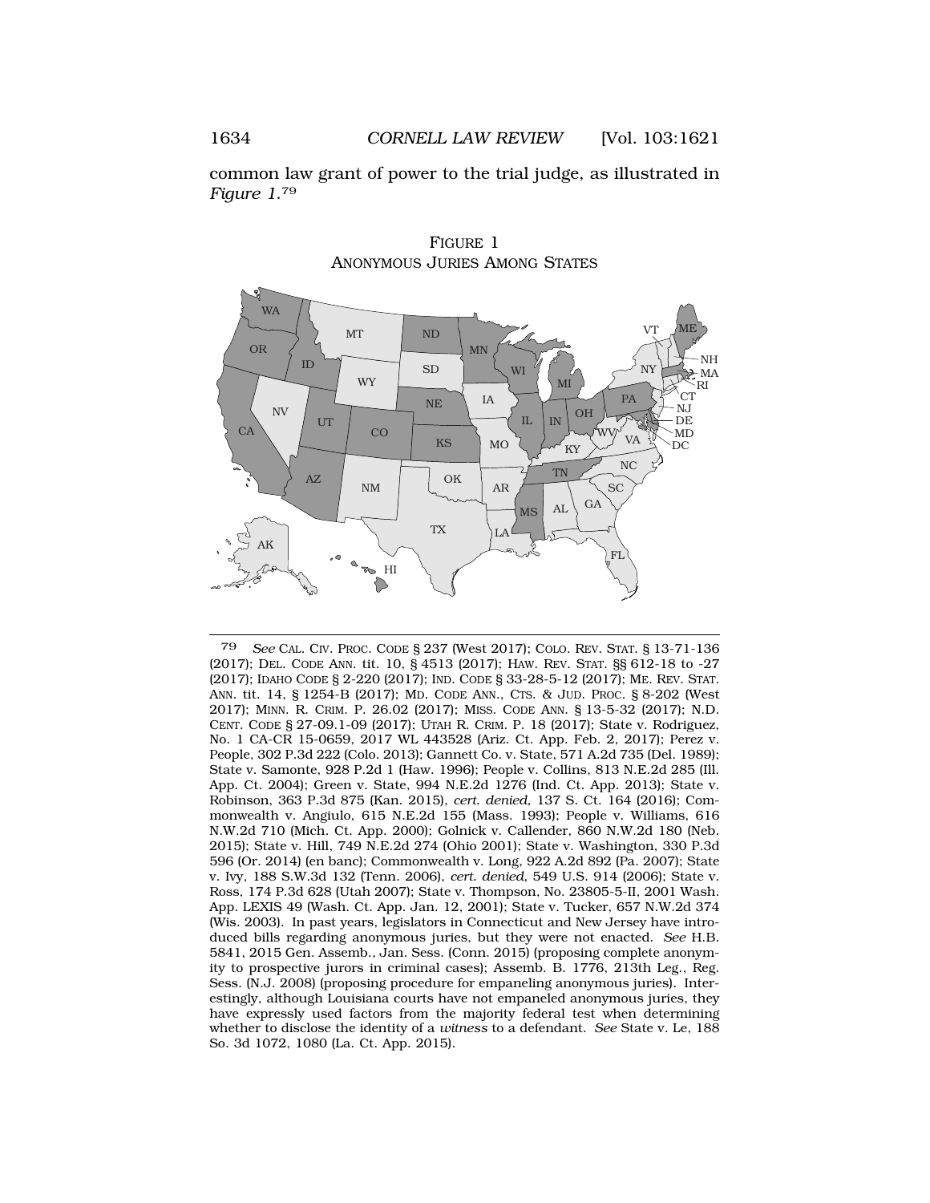common law grant of power to the trial judge, as illustrated in *Figure 1*.[79]

FIGURE 1
ANONYMOUS JURIES AMONG STATES

---

[79] *See* CAL. CIV. PROC. CODE § 237 (West 2017); COLO. REV. STAT. § 13-71-136 (2017); DEL. CODE ANN. tit. 10, § 4513 (2017); HAW. REV. STAT. §§ 612-18 to -27 (2017); IDAHO CODE § 2-220 (2017); IND. CODE § 33-28-5-12 (2017); ME. REV. STAT. ANN. tit. 14, § 1254-B (2017); MD. CODE ANN., CTS. & JUD. PROC. § 8-202 (West 2017); MINN. R. CRIM. P. 26.02 (2017); MISS. CODE ANN. § 13-5-32 (2017); N.D. CENT. CODE § 27-09.1-09 (2017); UTAH R. CRIM. P. 18 (2017); State v. Rodriguez, No. 1 CA-CR 15-0659, 2017 WL 443528 (Ariz. Ct. App. Feb. 2, 2017); Perez v. People, 302 P.3d 222 (Colo. 2013); Gannett Co. v. State, 571 A.2d 735 (Del. 1989); State v. Samonte, 928 P.2d 1 (Haw. 1996); People v. Collins, 813 N.E.2d 285 (Ill. App. Ct. 2004); Green v. State, 994 N.E.2d 1276 (Ind. Ct. App. 2013); State v. Robinson, 363 P.3d 875 (Kan. 2015), *cert. denied*, 137 S. Ct. 164 (2016); Commonwealth v. Angiulo, 615 N.E.2d 155 (Mass. 1993); People v. Williams, 616 N.W.2d 710 (Mich. Ct. App. 2000); Golnick v. Callender, 860 N.W.2d 180 (Neb. 2015); State v. Hill, 749 N.E.2d 274 (Ohio 2001); State v. Washington, 330 P.3d 596 (Or. 2014) (en banc); Commonwealth v. Long, 922 A.2d 892 (Pa. 2007); State v. Ivy, 188 S.W.3d 132 (Tenn. 2006), *cert. denied*, 549 U.S. 914 (2006); State v. Ross, 174 P.3d 628 (Utah 2007); State v. Thompson, No. 23805-5-II, 2001 Wash. App. LEXIS 49 (Wash. Ct. App. Jan. 12, 2001); State v. Tucker, 657 N.W.2d 374 (Wis. 2003). In past years, legislators in Connecticut and New Jersey have introduced bills regarding anonymous juries, but they were not enacted. *See* H.B. 5841, 2015 Gen. Assemb., Jan. Sess. (Conn. 2015) (proposing complete anonymity to prospective jurors in criminal cases); Assemb. B. 1776, 213th Leg., Reg. Sess. (N.J. 2008) (proposing procedure for empaneling anonymous juries). Interestingly, although Louisiana courts have not empaneled anonymous juries, they have expressly used factors from the majority federal test when determining whether to disclose the identity of a *witness* to a defendant. *See* State v. Le, 188 So. 3d 1072, 1080 (La. Ct. App. 2015).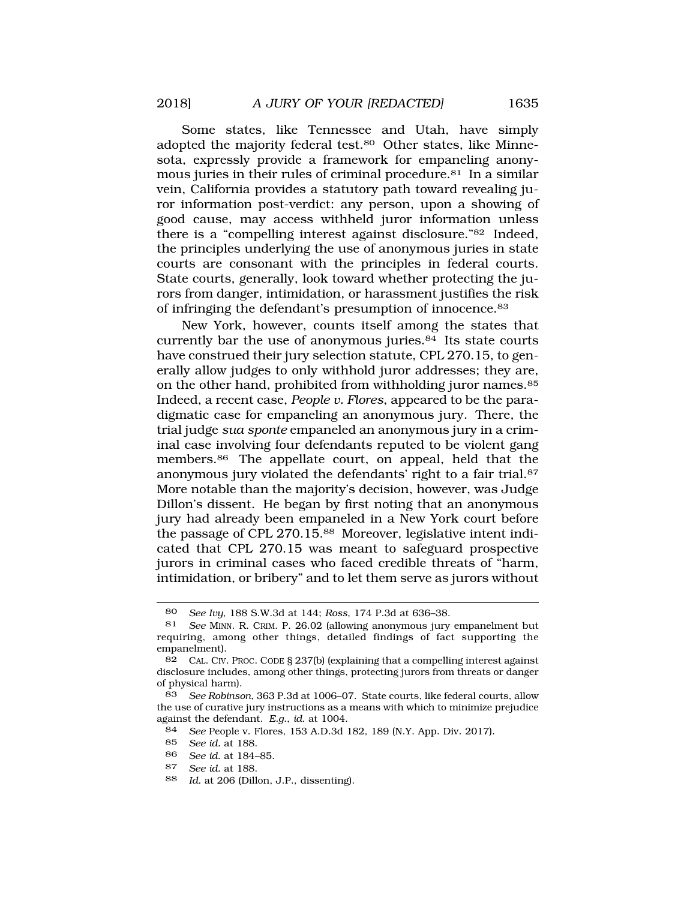Some states, like Tennessee and Utah, have simply adopted the majority federal test.[80] Other states, like Minnesota, expressly provide a framework for empaneling anonymous juries in their rules of criminal procedure.[81] In a similar vein, California provides a statutory path toward revealing juror information post-verdict: any person, upon a showing of good cause, may access withheld juror information unless there is a "compelling interest against disclosure."[82] Indeed, the principles underlying the use of anonymous juries in state courts are consonant with the principles in federal courts. State courts, generally, look toward whether protecting the jurors from danger, intimidation, or harassment justifies the risk of infringing the defendant's presumption of innocence.[83]

New York, however, counts itself among the states that currently bar the use of anonymous juries.[84] Its state courts have construed their jury selection statute, CPL 270.15, to generally allow judges to only withhold juror addresses; they are, on the other hand, prohibited from withholding juror names.[85] Indeed, a recent case, *People v. Flores*, appeared to be the paradigmatic case for empaneling an anonymous jury. There, the trial judge *sua sponte* empaneled an anonymous jury in a criminal case involving four defendants reputed to be violent gang members.[86] The appellate court, on appeal, held that the anonymous jury violated the defendants' right to a fair trial.[87] More notable than the majority's decision, however, was Judge Dillon's dissent. He began by first noting that an anonymous jury had already been empaneled in a New York court before the passage of CPL 270.15.[88] Moreover, legislative intent indicated that CPL 270.15 was meant to safeguard prospective jurors in criminal cases who faced credible threats of "harm, intimidation, or bribery" and to let them serve as jurors without

---

80 *See Ivy*, 188 S.W.3d at 144; *Ross*, 174 P.3d at 636–38.

81 *See* MINN. R. CRIM. P. 26.02 (allowing anonymous jury empanelment but requiring, among other things, detailed findings of fact supporting the empanelment).

82 CAL. CIV. PROC. CODE § 237(b) (explaining that a compelling interest against disclosure includes, among other things, protecting jurors from threats or danger of physical harm).

83 *See Robinson*, 363 P.3d at 1006–07. State courts, like federal courts, allow the use of curative jury instructions as a means with which to minimize prejudice against the defendant. *E.g.*, *id.* at 1004.

84 *See* People v. Flores, 153 A.D.3d 182, 189 (N.Y. App. Div. 2017).

85 *See id.* at 188.

86 *See id.* at 184–85.

87 *See id.* at 188.

88 *Id.* at 206 (Dillon, J.P., dissenting).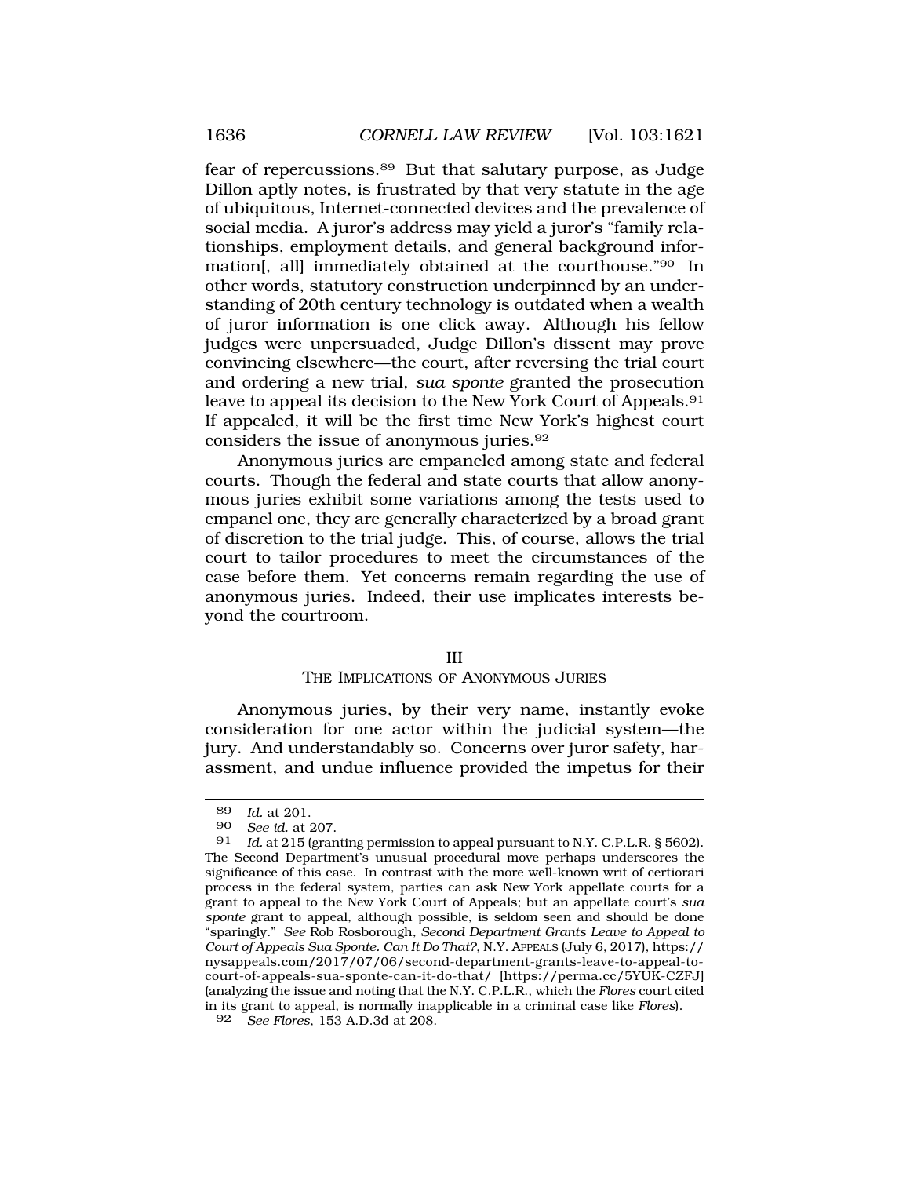fear of repercussions.[89] But that salutary purpose, as Judge Dillon aptly notes, is frustrated by that very statute in the age of ubiquitous, Internet-connected devices and the prevalence of social media. A juror's address may yield a juror's "family relationships, employment details, and general background information[, all] immediately obtained at the courthouse."[90] In other words, statutory construction underpinned by an understanding of 20th century technology is outdated when a wealth of juror information is one click away. Although his fellow judges were unpersuaded, Judge Dillon's dissent may prove convincing elsewhere—the court, after reversing the trial court and ordering a new trial, *sua sponte* granted the prosecution leave to appeal its decision to the New York Court of Appeals.[91] If appealed, it will be the first time New York's highest court considers the issue of anonymous juries.[92]

Anonymous juries are empaneled among state and federal courts. Though the federal and state courts that allow anonymous juries exhibit some variations among the tests used to empanel one, they are generally characterized by a broad grant of discretion to the trial judge. This, of course, allows the trial court to tailor procedures to meet the circumstances of the case before them. Yet concerns remain regarding the use of anonymous juries. Indeed, their use implicates interests beyond the courtroom.

## III
## THE IMPLICATIONS OF ANONYMOUS JURIES

Anonymous juries, by their very name, instantly evoke consideration for one actor within the judicial system—the jury. And understandably so. Concerns over juror safety, harassment, and undue influence provided the impetus for their

---

89 *Id.* at 201.

90 *See id.* at 207.

91 *Id.* at 215 (granting permission to appeal pursuant to N.Y. C.P.L.R. § 5602). The Second Department's unusual procedural move perhaps underscores the significance of this case. In contrast with the more well-known writ of certiorari process in the federal system, parties can ask New York appellate courts for a grant to appeal to the New York Court of Appeals; but an appellate court's *sua sponte* grant to appeal, although possible, is seldom seen and should be done "sparingly." *See* Rob Rosborough, *Second Department Grants Leave to Appeal to Court of Appeals Sua Sponte. Can It Do That?*, N.Y. APPEALS (July 6, 2017), https://nysappeals.com/2017/07/06/second-department-grants-leave-to-appeal-to-court-of-appeals-sua-sponte-can-it-do-that/ [https://perma.cc/5YUK-CZFJ] (analyzing the issue and noting that the N.Y. C.P.L.R., which the *Flores* court cited in its grant to appeal, is normally inapplicable in a criminal case like *Flores*).

92 *See Flores*, 153 A.D.3d at 208.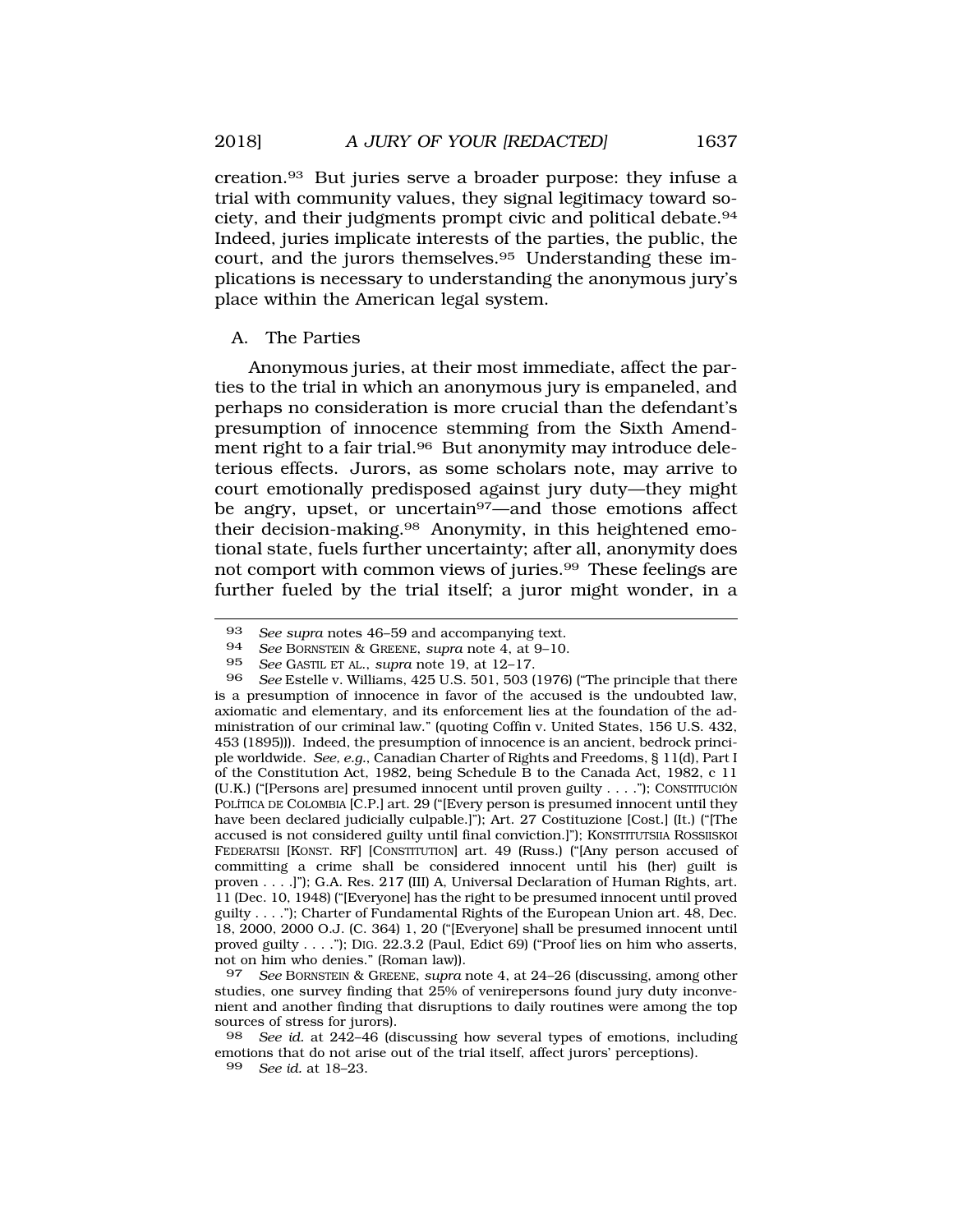creation.[93] But juries serve a broader purpose: they infuse a trial with community values, they signal legitimacy toward society, and their judgments prompt civic and political debate.[94] Indeed, juries implicate interests of the parties, the public, the court, and the jurors themselves.[95] Understanding these implications is necessary to understanding the anonymous jury's place within the American legal system.

### A. The Parties

Anonymous juries, at their most immediate, affect the parties to the trial in which an anonymous jury is empaneled, and perhaps no consideration is more crucial than the defendant's presumption of innocence stemming from the Sixth Amendment right to a fair trial.[96] But anonymity may introduce deleterious effects. Jurors, as some scholars note, may arrive to court emotionally predisposed against jury duty—they might be angry, upset, or uncertain[97]—and those emotions affect their decision-making.[98] Anonymity, in this heightened emotional state, fuels further uncertainty; after all, anonymity does not comport with common views of juries.[99] These feelings are further fueled by the trial itself; a juror might wonder, in a

---

93 *See supra* notes 46–59 and accompanying text.

94 *See* BORNSTEIN & GREENE, *supra* note 4, at 9–10.

95 *See* GASTIL ET AL., *supra* note 19, at 12–17.

96 *See* Estelle v. Williams, 425 U.S. 501, 503 (1976) ("The principle that there is a presumption of innocence in favor of the accused is the undoubted law, axiomatic and elementary, and its enforcement lies at the foundation of the administration of our criminal law." (quoting Coffin v. United States, 156 U.S. 432, 453 (1895))). Indeed, the presumption of innocence is an ancient, bedrock principle worldwide. *See, e.g.*, Canadian Charter of Rights and Freedoms, § 11(d), Part I of the Constitution Act, 1982, being Schedule B to the Canada Act, 1982, c 11 (U.K.) ("[Persons are] presumed innocent until proven guilty . . . ."); CONSTITUCIÓN POLÍTICA DE COLOMBIA [C.P.] art. 29 ("[Every person is presumed innocent until they have been declared judicially culpable.]"); Art. 27 Costituzione [Cost.] (It.) ("[The accused is not considered guilty until final conviction.]"); KONSTITUTSIIA ROSSIISKOI FEDERATSII [KONST. RF] [CONSTITUTION] art. 49 (Russ.) ("[Any person accused of committing a crime shall be considered innocent until his (her) guilt is proven . . . .]"); G.A. Res. 217 (III) A, Universal Declaration of Human Rights, art. 11 (Dec. 10, 1948) ("[Everyone] has the right to be presumed innocent until proved guilty . . . ."); Charter of Fundamental Rights of the European Union art. 48, Dec. 18, 2000, 2000 O.J. (C. 364) 1, 20 ("[Everyone] shall be presumed innocent until proved guilty . . . ."); DIG. 22.3.2 (Paul, Edict 69) ("Proof lies on him who asserts, not on him who denies." (Roman law)).

97 *See* BORNSTEIN & GREENE, *supra* note 4, at 24–26 (discussing, among other studies, one survey finding that 25% of venirepersons found jury duty inconvenient and another finding that disruptions to daily routines were among the top sources of stress for jurors).

98 *See id.* at 242–46 (discussing how several types of emotions, including emotions that do not arise out of the trial itself, affect jurors' perceptions).

99 *See id.* at 18–23.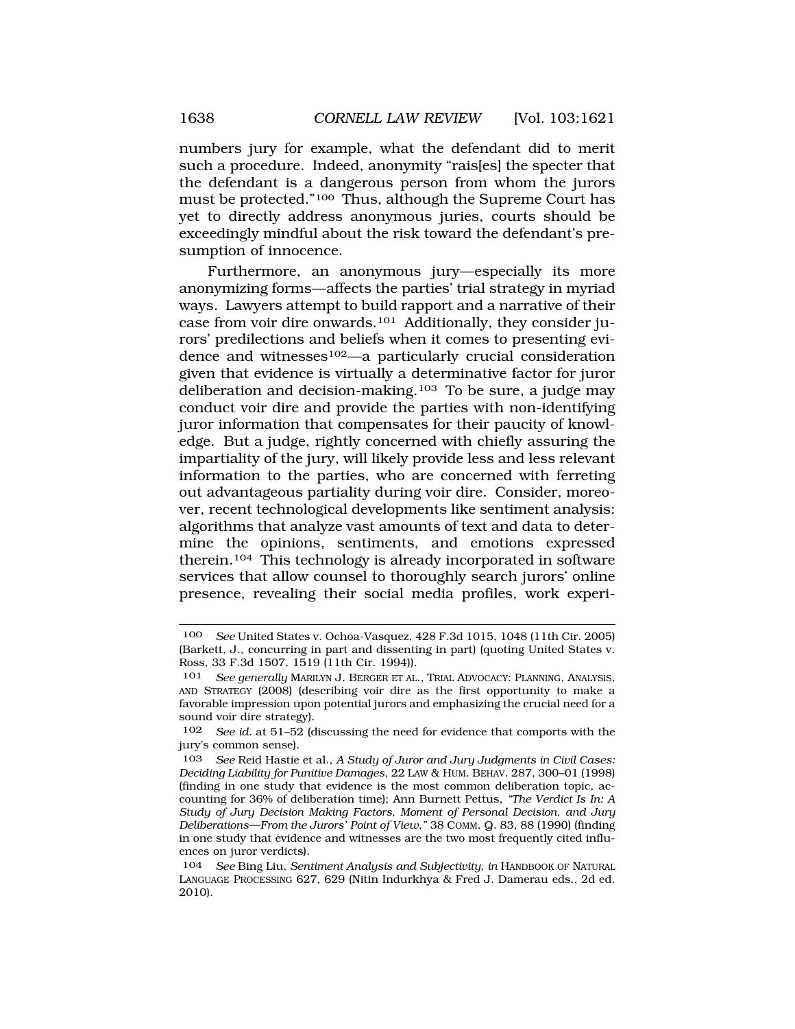numbers jury for example, what the defendant did to merit such a procedure. Indeed, anonymity "rais[es] the specter that the defendant is a dangerous person from whom the jurors must be protected."[100] Thus, although the Supreme Court has yet to directly address anonymous juries, courts should be exceedingly mindful about the risk toward the defendant's presumption of innocence.

Furthermore, an anonymous jury—especially its more anonymizing forms—affects the parties' trial strategy in myriad ways. Lawyers attempt to build rapport and a narrative of their case from voir dire onwards.[101] Additionally, they consider jurors' predilections and beliefs when it comes to presenting evidence and witnesses[102]—a particularly crucial consideration given that evidence is virtually a determinative factor for juror deliberation and decision-making.[103] To be sure, a judge may conduct voir dire and provide the parties with non-identifying juror information that compensates for their paucity of knowledge. But a judge, rightly concerned with chiefly assuring the impartiality of the jury, will likely provide less and less relevant information to the parties, who are concerned with ferreting out advantageous partiality during voir dire. Consider, moreover, recent technological developments like sentiment analysis: algorithms that analyze vast amounts of text and data to determine the opinions, sentiments, and emotions expressed therein.[104] This technology is already incorporated in software services that allow counsel to thoroughly search jurors' online presence, revealing their social media profiles, work experi-

---

100 *See* United States v. Ochoa-Vasquez, 428 F.3d 1015, 1048 (11th Cir. 2005) (Barkett, J., concurring in part and dissenting in part) (quoting United States v. Ross, 33 F.3d 1507, 1519 (11th Cir. 1994)).

101 *See generally* MARILYN J. BERGER ET AL., TRIAL ADVOCACY: PLANNING, ANALYSIS, AND STRATEGY (2008) (describing voir dire as the first opportunity to make a favorable impression upon potential jurors and emphasizing the crucial need for a sound voir dire strategy).

102 *See id.* at 51–52 (discussing the need for evidence that comports with the jury's common sense).

103 *See* Reid Hastie et al., *A Study of Juror and Jury Judgments in Civil Cases: Deciding Liability for Punitive Damages*, 22 LAW & HUM. BEHAV. 287, 300–01 (1998) (finding in one study that evidence is the most common deliberation topic, accounting for 36% of deliberation time); Ann Burnett Pettus, *"The Verdict Is In: A Study of Jury Decision Making Factors, Moment of Personal Decision, and Jury Deliberations—From the Jurors' Point of View,"* 38 COMM. Q. 83, 88 (1990) (finding in one study that evidence and witnesses are the two most frequently cited influences on juror verdicts).

104 *See* Bing Liu, *Sentiment Analysis and Subjectivity*, *in* HANDBOOK OF NATURAL LANGUAGE PROCESSING 627, 629 (Nitin Indurkhya & Fred J. Damerau eds., 2d ed. 2010).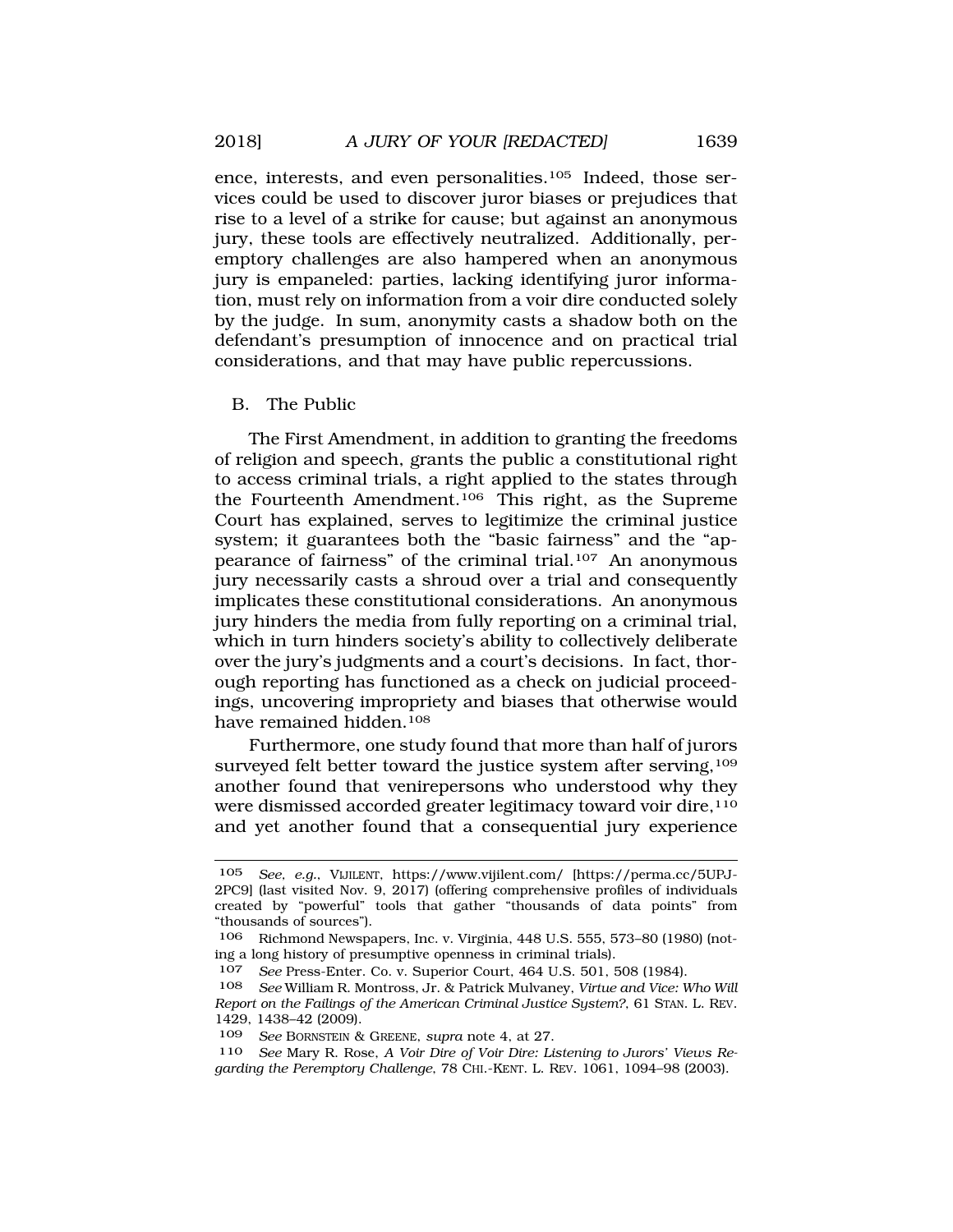ence, interests, and even personalities.[105] Indeed, those services could be used to discover juror biases or prejudices that rise to a level of a strike for cause; but against an anonymous jury, these tools are effectively neutralized. Additionally, peremptory challenges are also hampered when an anonymous jury is empaneled: parties, lacking identifying juror information, must rely on information from a voir dire conducted solely by the judge. In sum, anonymity casts a shadow both on the defendant's presumption of innocence and on practical trial considerations, and that may have public repercussions.

## B. The Public

The First Amendment, in addition to granting the freedoms of religion and speech, grants the public a constitutional right to access criminal trials, a right applied to the states through the Fourteenth Amendment.[106] This right, as the Supreme Court has explained, serves to legitimize the criminal justice system; it guarantees both the "basic fairness" and the "appearance of fairness" of the criminal trial.[107] An anonymous jury necessarily casts a shroud over a trial and consequently implicates these constitutional considerations. An anonymous jury hinders the media from fully reporting on a criminal trial, which in turn hinders society's ability to collectively deliberate over the jury's judgments and a court's decisions. In fact, thorough reporting has functioned as a check on judicial proceedings, uncovering impropriety and biases that otherwise would have remained hidden.[108]

Furthermore, one study found that more than half of jurors surveyed felt better toward the justice system after serving,[109] another found that venirepersons who understood why they were dismissed accorded greater legitimacy toward voir dire,[110] and yet another found that a consequential jury experience

---

105 *See, e.g.*, VIJILENT, https://www.vijilent.com/ [https://perma.cc/5UPJ-2PC9] (last visited Nov. 9, 2017) (offering comprehensive profiles of individuals created by "powerful" tools that gather "thousands of data points" from "thousands of sources").

106 Richmond Newspapers, Inc. v. Virginia, 448 U.S. 555, 573–80 (1980) (noting a long history of presumptive openness in criminal trials).

107 *See* Press-Enter. Co. v. Superior Court, 464 U.S. 501, 508 (1984).

108 *See* William R. Montross, Jr. & Patrick Mulvaney, *Virtue and Vice: Who Will Report on the Failings of the American Criminal Justice System?*, 61 STAN. L. REV. 1429, 1438–42 (2009).

109 *See* BORNSTEIN & GREENE, *supra* note 4, at 27.

110 *See* Mary R. Rose, *A Voir Dire of Voir Dire: Listening to Jurors' Views Regarding the Peremptory Challenge*, 78 CHI.-KENT. L. REV. 1061, 1094–98 (2003).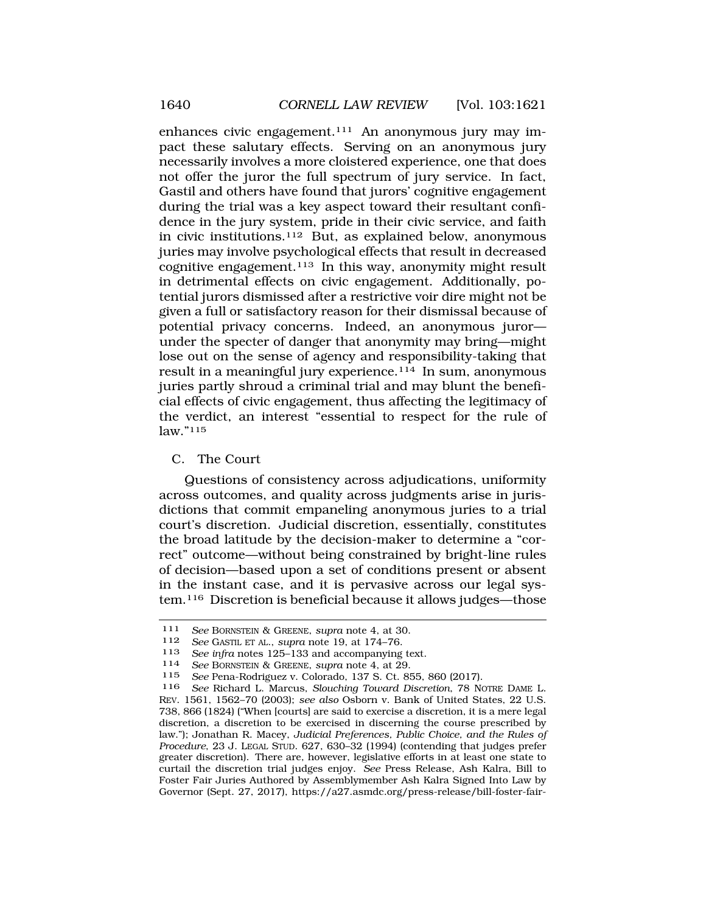enhances civic engagement.[111] An anonymous jury may impact these salutary effects. Serving on an anonymous jury necessarily involves a more cloistered experience, one that does not offer the juror the full spectrum of jury service. In fact, Gastil and others have found that jurors' cognitive engagement during the trial was a key aspect toward their resultant confidence in the jury system, pride in their civic service, and faith in civic institutions.[112] But, as explained below, anonymous juries may involve psychological effects that result in decreased cognitive engagement.[113] In this way, anonymity might result in detrimental effects on civic engagement. Additionally, potential jurors dismissed after a restrictive voir dire might not be given a full or satisfactory reason for their dismissal because of potential privacy concerns. Indeed, an anonymous juror—under the specter of danger that anonymity may bring—might lose out on the sense of agency and responsibility-taking that result in a meaningful jury experience.[114] In sum, anonymous juries partly shroud a criminal trial and may blunt the beneficial effects of civic engagement, thus affecting the legitimacy of the verdict, an interest "essential to respect for the rule of law."[115]

### C. The Court

Questions of consistency across adjudications, uniformity across outcomes, and quality across judgments arise in jurisdictions that commit empaneling anonymous juries to a trial court's discretion. Judicial discretion, essentially, constitutes the broad latitude by the decision-maker to determine a "correct" outcome—without being constrained by bright-line rules of decision—based upon a set of conditions present or absent in the instant case, and it is pervasive across our legal system.[116] Discretion is beneficial because it allows judges—those

---

111 *See* BORNSTEIN & GREENE, *supra* note 4, at 30.

112 *See* GASTIL ET AL., *supra* note 19, at 174–76.

113 *See infra* notes 125–133 and accompanying text.

114 *See* BORNSTEIN & GREENE, *supra* note 4, at 29.

115 *See* Pena-Rodriguez v. Colorado, 137 S. Ct. 855, 860 (2017).

116 *See* Richard L. Marcus, *Slouching Toward Discretion*, 78 NOTRE DAME L. REV. 1561, 1562–70 (2003); *see also* Osborn v. Bank of United States, 22 U.S. 738, 866 (1824) ("When [courts] are said to exercise a discretion, it is a mere legal discretion, a discretion to be exercised in discerning the course prescribed by law."); Jonathan R. Macey, *Judicial Preferences, Public Choice, and the Rules of Procedure*, 23 J. LEGAL STUD. 627, 630–32 (1994) (contending that judges prefer greater discretion). There are, however, legislative efforts in at least one state to curtail the discretion trial judges enjoy. *See* Press Release, Ash Kalra, Bill to Foster Fair Juries Authored by Assemblymember Ash Kalra Signed Into Law by Governor (Sept. 27, 2017), https://a27.asmdc.org/press-release/bill-foster-fair-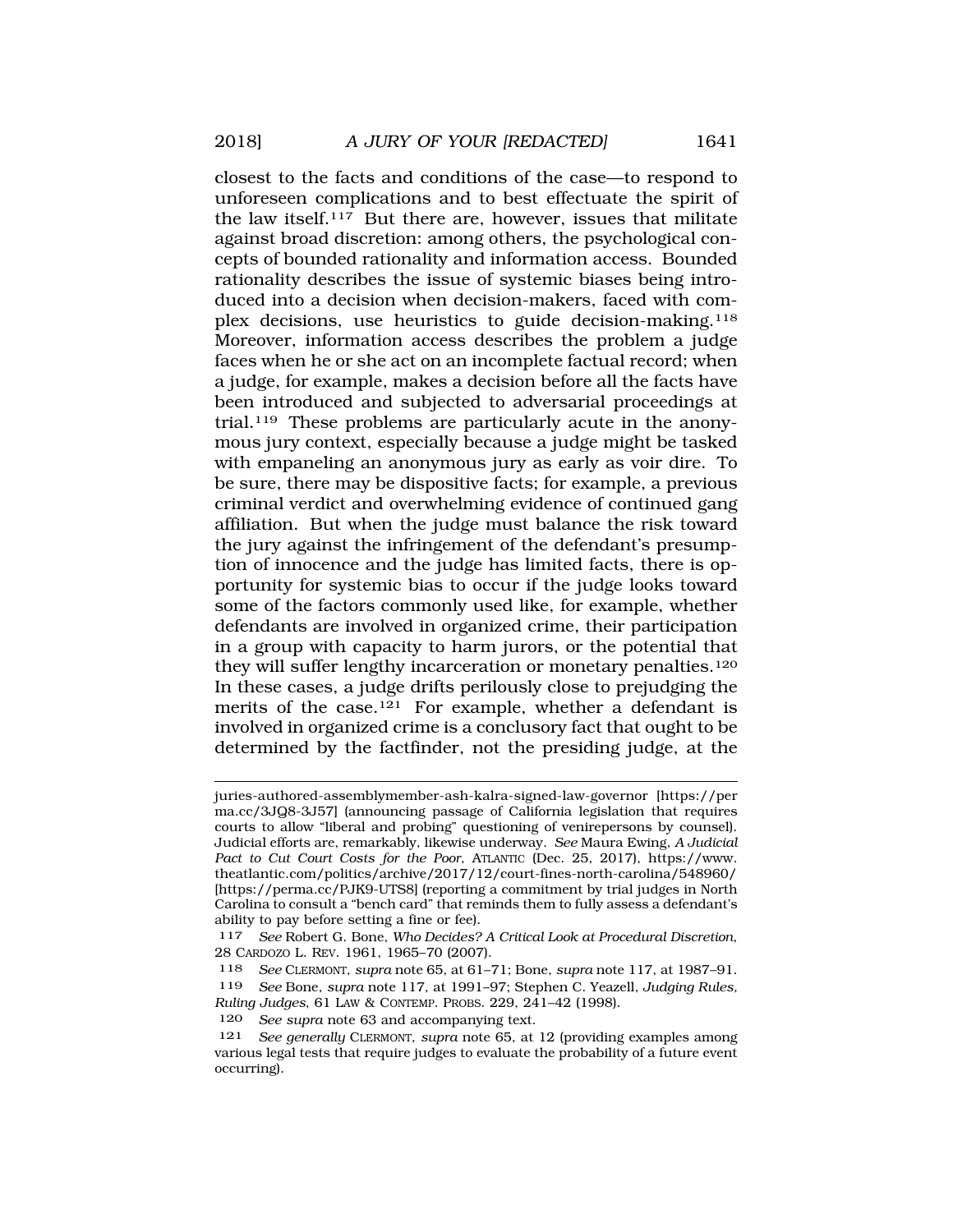closest to the facts and conditions of the case—to respond to unforeseen complications and to best effectuate the spirit of the law itself.[117] But there are, however, issues that militate against broad discretion: among others, the psychological concepts of bounded rationality and information access. Bounded rationality describes the issue of systemic biases being introduced into a decision when decision-makers, faced with complex decisions, use heuristics to guide decision-making.[118] Moreover, information access describes the problem a judge faces when he or she act on an incomplete factual record; when a judge, for example, makes a decision before all the facts have been introduced and subjected to adversarial proceedings at trial.[119] These problems are particularly acute in the anonymous jury context, especially because a judge might be tasked with empaneling an anonymous jury as early as voir dire. To be sure, there may be dispositive facts; for example, a previous criminal verdict and overwhelming evidence of continued gang affiliation. But when the judge must balance the risk toward the jury against the infringement of the defendant's presumption of innocence and the judge has limited facts, there is opportunity for systemic bias to occur if the judge looks toward some of the factors commonly used like, for example, whether defendants are involved in organized crime, their participation in a group with capacity to harm jurors, or the potential that they will suffer lengthy incarceration or monetary penalties.[120] In these cases, a judge drifts perilously close to prejudging the merits of the case.[121] For example, whether a defendant is involved in organized crime is a conclusory fact that ought to be determined by the factfinder, not the presiding judge, at the

---

juries-authored-assemblymember-ash-kalra-signed-law-governor [https://perma.cc/3JQ8-3J57] (announcing passage of California legislation that requires courts to allow "liberal and probing" questioning of venirepersons by counsel). Judicial efforts are, remarkably, likewise underway. *See* Maura Ewing, *A Judicial Pact to Cut Court Costs for the Poor*, ATLANTIC (Dec. 25, 2017), https://www.theatlantic.com/politics/archive/2017/12/court-fines-north-carolina/548960/ [https://perma.cc/PJK9-UTS8] (reporting a commitment by trial judges in North Carolina to consult a "bench card" that reminds them to fully assess a defendant's ability to pay before setting a fine or fee).

117 *See* Robert G. Bone, *Who Decides? A Critical Look at Procedural Discretion*, 28 CARDOZO L. REV. 1961, 1965–70 (2007).

118 *See* CLERMONT, *supra* note 65, at 61–71; Bone, *supra* note 117, at 1987–91.

119 *See* Bone, *supra* note 117, at 1991–97; Stephen C. Yeazell, *Judging Rules, Ruling Judges*, 61 LAW & CONTEMP. PROBS. 229, 241–42 (1998).

120 *See supra* note 63 and accompanying text.

121 *See generally* CLERMONT, *supra* note 65, at 12 (providing examples among various legal tests that require judges to evaluate the probability of a future event occurring).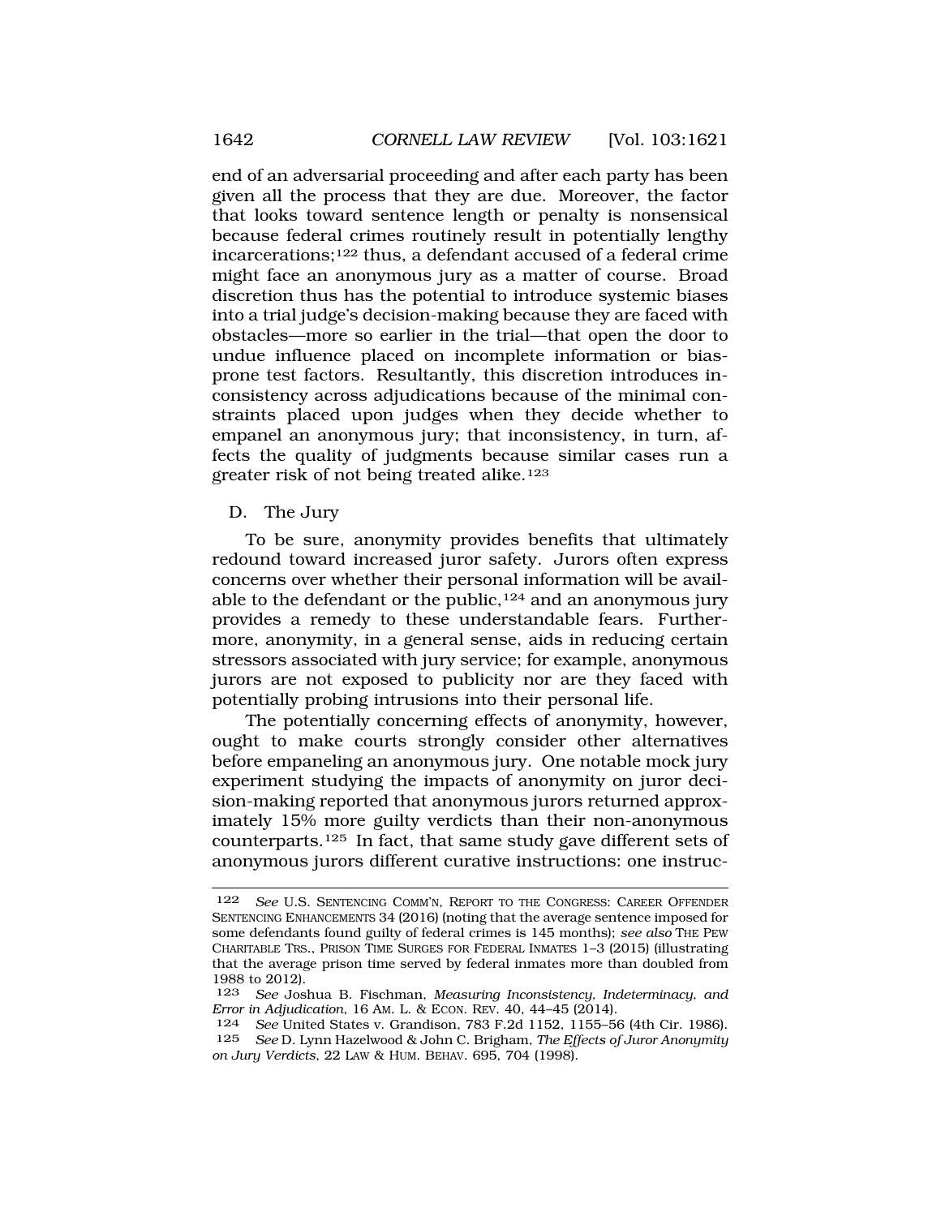end of an adversarial proceeding and after each party has been given all the process that they are due. Moreover, the factor that looks toward sentence length or penalty is nonsensical because federal crimes routinely result in potentially lengthy incarcerations;[122] thus, a defendant accused of a federal crime might face an anonymous jury as a matter of course. Broad discretion thus has the potential to introduce systemic biases into a trial judge's decision-making because they are faced with obstacles—more so earlier in the trial—that open the door to undue influence placed on incomplete information or bias-prone test factors. Resultantly, this discretion introduces inconsistency across adjudications because of the minimal constraints placed upon judges when they decide whether to empanel an anonymous jury; that inconsistency, in turn, affects the quality of judgments because similar cases run a greater risk of not being treated alike.[123]

## D. The Jury

To be sure, anonymity provides benefits that ultimately redound toward increased juror safety. Jurors often express concerns over whether their personal information will be available to the defendant or the public,[124] and an anonymous jury provides a remedy to these understandable fears. Furthermore, anonymity, in a general sense, aids in reducing certain stressors associated with jury service; for example, anonymous jurors are not exposed to publicity nor are they faced with potentially probing intrusions into their personal life.

The potentially concerning effects of anonymity, however, ought to make courts strongly consider other alternatives before empaneling an anonymous jury. One notable mock jury experiment studying the impacts of anonymity on juror decision-making reported that anonymous jurors returned approximately 15% more guilty verdicts than their non-anonymous counterparts.[125] In fact, that same study gave different sets of anonymous jurors different curative instructions: one instruc-

---

122 *See* U.S. SENTENCING COMM'N, REPORT TO THE CONGRESS: CAREER OFFENDER SENTENCING ENHANCEMENTS 34 (2016) (noting that the average sentence imposed for some defendants found guilty of federal crimes is 145 months); *see also* THE PEW CHARITABLE TRS., PRISON TIME SURGES FOR FEDERAL INMATES 1–3 (2015) (illustrating that the average prison time served by federal inmates more than doubled from 1988 to 2012).

123 *See* Joshua B. Fischman, *Measuring Inconsistency, Indeterminacy, and Error in Adjudication*, 16 AM. L. & ECON. REV. 40, 44–45 (2014).

124 *See* United States v. Grandison, 783 F.2d 1152, 1155–56 (4th Cir. 1986).

125 *See* D. Lynn Hazelwood & John C. Brigham, *The Effects of Juror Anonymity on Jury Verdicts*, 22 LAW & HUM. BEHAV. 695, 704 (1998).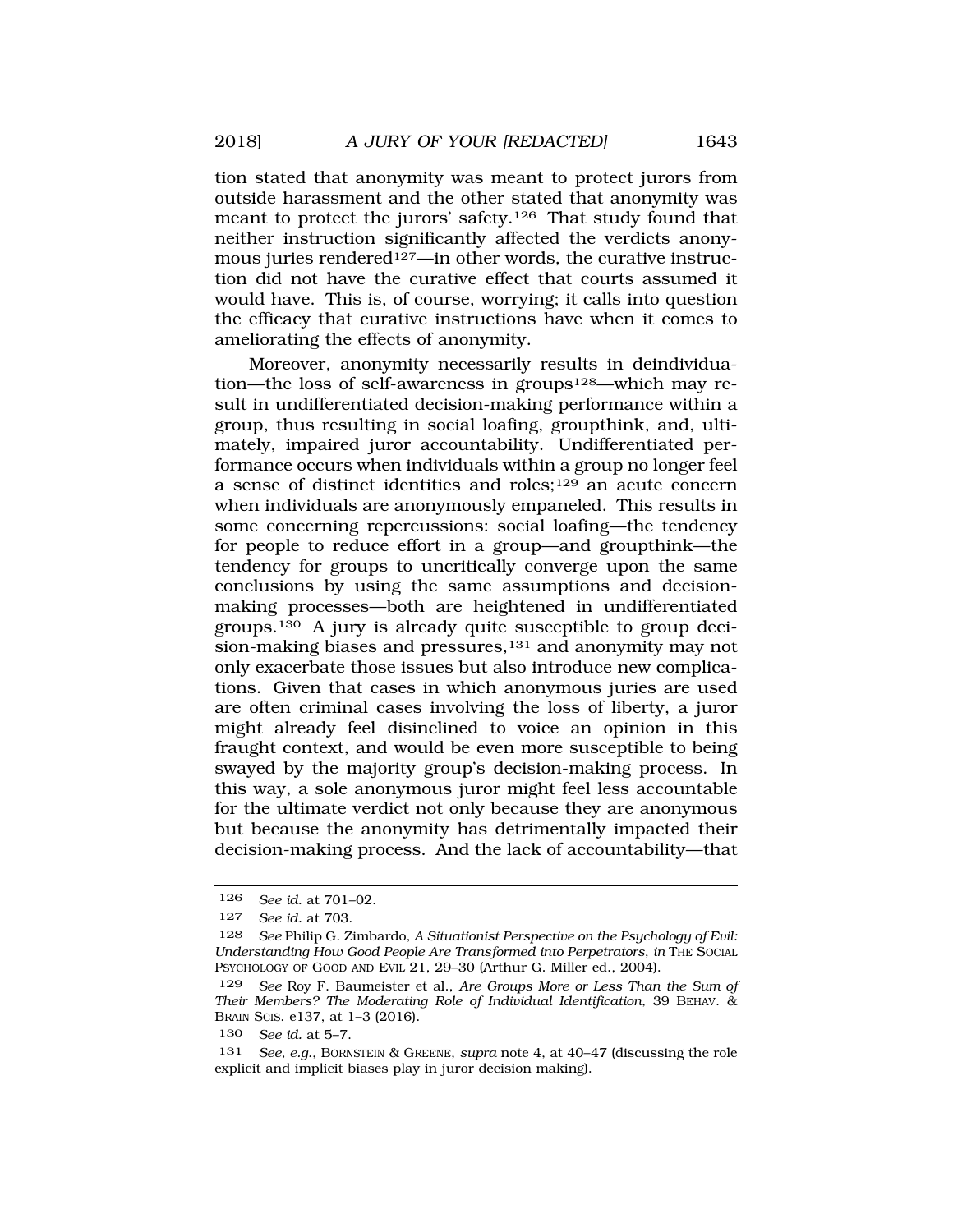tion stated that anonymity was meant to protect jurors from outside harassment and the other stated that anonymity was meant to protect the jurors' safety.[126] That study found that neither instruction significantly affected the verdicts anonymous juries rendered[127]—in other words, the curative instruction did not have the curative effect that courts assumed it would have. This is, of course, worrying; it calls into question the efficacy that curative instructions have when it comes to ameliorating the effects of anonymity.

Moreover, anonymity necessarily results in deindividuation—the loss of self-awareness in groups[128]—which may result in undifferentiated decision-making performance within a group, thus resulting in social loafing, groupthink, and, ultimately, impaired juror accountability. Undifferentiated performance occurs when individuals within a group no longer feel a sense of distinct identities and roles;[129] an acute concern when individuals are anonymously empaneled. This results in some concerning repercussions: social loafing—the tendency for people to reduce effort in a group—and groupthink—the tendency for groups to uncritically converge upon the same conclusions by using the same assumptions and decision-making processes—both are heightened in undifferentiated groups.[130] A jury is already quite susceptible to group decision-making biases and pressures,[131] and anonymity may not only exacerbate those issues but also introduce new complications. Given that cases in which anonymous juries are used are often criminal cases involving the loss of liberty, a juror might already feel disinclined to voice an opinion in this fraught context, and would be even more susceptible to being swayed by the majority group's decision-making process. In this way, a sole anonymous juror might feel less accountable for the ultimate verdict not only because they are anonymous but because the anonymity has detrimentally impacted their decision-making process. And the lack of accountability—that

---

126 *See id.* at 701–02.

127 *See id.* at 703.

128 *See* Philip G. Zimbardo, *A Situationist Perspective on the Psychology of Evil: Understanding How Good People Are Transformed into Perpetrators*, *in* THE SOCIAL PSYCHOLOGY OF GOOD AND EVIL 21, 29–30 (Arthur G. Miller ed., 2004).

129 *See* Roy F. Baumeister et al., *Are Groups More or Less Than the Sum of Their Members? The Moderating Role of Individual Identification*, 39 BEHAV. & BRAIN SCIS. e137, at 1–3 (2016).

130 *See id.* at 5–7.

131 *See, e.g.*, BORNSTEIN & GREENE, *supra* note 4, at 40–47 (discussing the role explicit and implicit biases play in juror decision making).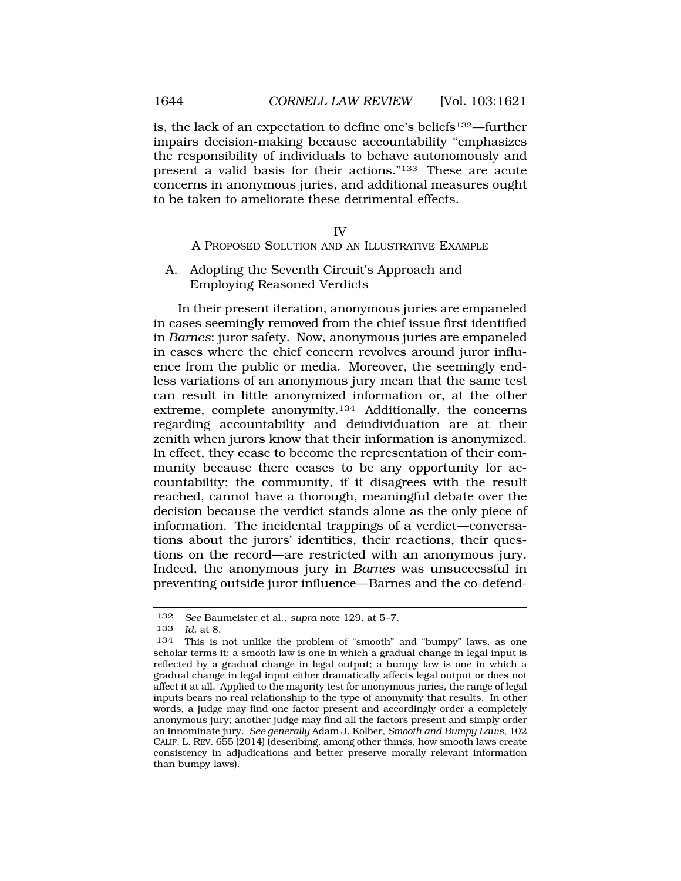is, the lack of an expectation to define one's beliefs[132]—further impairs decision-making because accountability "emphasizes the responsibility of individuals to behave autonomously and present a valid basis for their actions."[133] These are acute concerns in anonymous juries, and additional measures ought to be taken to ameliorate these detrimental effects.

## IV
## A PROPOSED SOLUTION AND AN ILLUSTRATIVE EXAMPLE

### A. Adopting the Seventh Circuit's Approach and Employing Reasoned Verdicts

In their present iteration, anonymous juries are empaneled in cases seemingly removed from the chief issue first identified in *Barnes*: juror safety. Now, anonymous juries are empaneled in cases where the chief concern revolves around juror influence from the public or media. Moreover, the seemingly endless variations of an anonymous jury mean that the same test can result in little anonymized information or, at the other extreme, complete anonymity.[134] Additionally, the concerns regarding accountability and deindividuation are at their zenith when jurors know that their information is anonymized. In effect, they cease to become the representation of their community because there ceases to be any opportunity for accountability; the community, if it disagrees with the result reached, cannot have a thorough, meaningful debate over the decision because the verdict stands alone as the only piece of information. The incidental trappings of a verdict—conversations about the jurors' identities, their reactions, their questions on the record—are restricted with an anonymous jury. Indeed, the anonymous jury in *Barnes* was unsuccessful in preventing outside juror influence—Barnes and the co-defend-

---

132 *See* Baumeister et al., *supra* note 129, at 5–7.

133 *Id.* at 8.

134 This is not unlike the problem of "smooth" and "bumpy" laws, as one scholar terms it: a smooth law is one in which a gradual change in legal input is reflected by a gradual change in legal output; a bumpy law is one in which a gradual change in legal input either dramatically affects legal output or does not affect it at all. Applied to the majority test for anonymous juries, the range of legal inputs bears no real relationship to the type of anonymity that results. In other words, a judge may find one factor present and accordingly order a completely anonymous jury; another judge may find all the factors present and simply order an innominate jury. *See generally* Adam J. Kolber, *Smooth and Bumpy Laws*, 102 CALIF. L. REV. 655 (2014) (describing, among other things, how smooth laws create consistency in adjudications and better preserve morally relevant information than bumpy laws).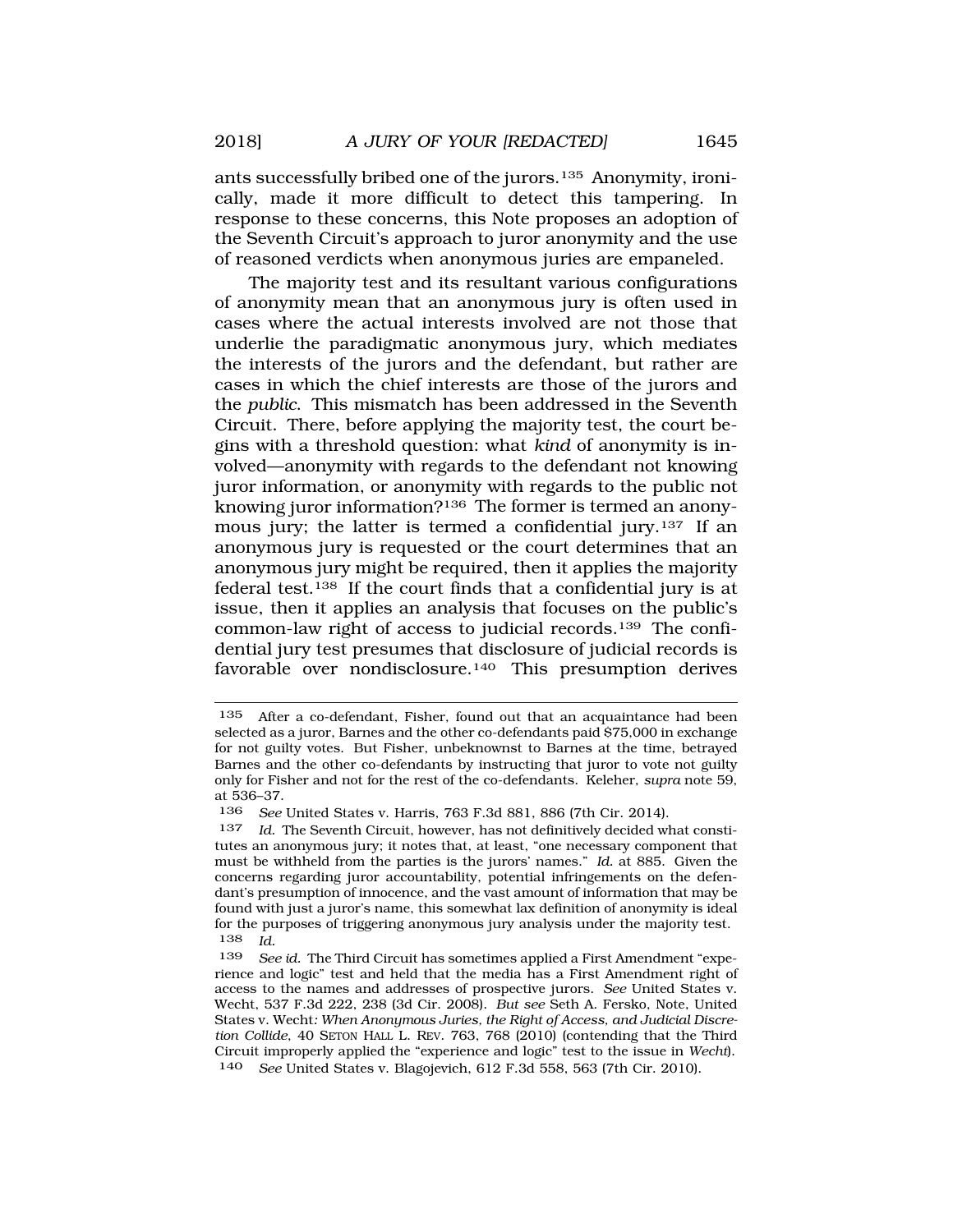ants successfully bribed one of the jurors.[135] Anonymity, ironically, made it more difficult to detect this tampering. In response to these concerns, this Note proposes an adoption of the Seventh Circuit's approach to juror anonymity and the use of reasoned verdicts when anonymous juries are empaneled.

The majority test and its resultant various configurations of anonymity mean that an anonymous jury is often used in cases where the actual interests involved are not those that underlie the paradigmatic anonymous jury, which mediates the interests of the jurors and the defendant, but rather are cases in which the chief interests are those of the jurors and the *public*. This mismatch has been addressed in the Seventh Circuit. There, before applying the majority test, the court begins with a threshold question: what *kind* of anonymity is involved—anonymity with regards to the defendant not knowing juror information, or anonymity with regards to the public not knowing juror information?[136] The former is termed an anonymous jury; the latter is termed a confidential jury.[137] If an anonymous jury is requested or the court determines that an anonymous jury might be required, then it applies the majority federal test.[138] If the court finds that a confidential jury is at issue, then it applies an analysis that focuses on the public's common-law right of access to judicial records.[139] The confidential jury test presumes that disclosure of judicial records is favorable over nondisclosure.[140] This presumption derives

---

135 After a co-defendant, Fisher, found out that an acquaintance had been selected as a juror, Barnes and the other co-defendants paid $75,000 in exchange for not guilty votes. But Fisher, unbeknownst to Barnes at the time, betrayed Barnes and the other co-defendants by instructing that juror to vote not guilty only for Fisher and not for the rest of the co-defendants. Keleher, *supra* note 59, at 536–37.

136 *See* United States v. Harris, 763 F.3d 881, 886 (7th Cir. 2014).

137 *Id.* The Seventh Circuit, however, has not definitively decided what constitutes an anonymous jury; it notes that, at least, "one necessary component that must be withheld from the parties is the jurors' names." *Id.* at 885. Given the concerns regarding juror accountability, potential infringements on the defendant's presumption of innocence, and the vast amount of information that may be found with just a juror's name, this somewhat lax definition of anonymity is ideal for the purposes of triggering anonymous jury analysis under the majority test.

138 *Id.*

139 *See id.* The Third Circuit has sometimes applied a First Amendment "experience and logic" test and held that the media has a First Amendment right of access to the names and addresses of prospective jurors. *See* United States v. Wecht, 537 F.3d 222, 238 (3d Cir. 2008). *But see* Seth A. Fersko, Note, United States v. Wecht*: When Anonymous Juries, the Right of Access, and Judicial Discretion Collide*, 40 SETON HALL L. REV. 763, 768 (2010) (contending that the Third Circuit improperly applied the "experience and logic" test to the issue in *Wecht*).

140 *See* United States v. Blagojevich, 612 F.3d 558, 563 (7th Cir. 2010).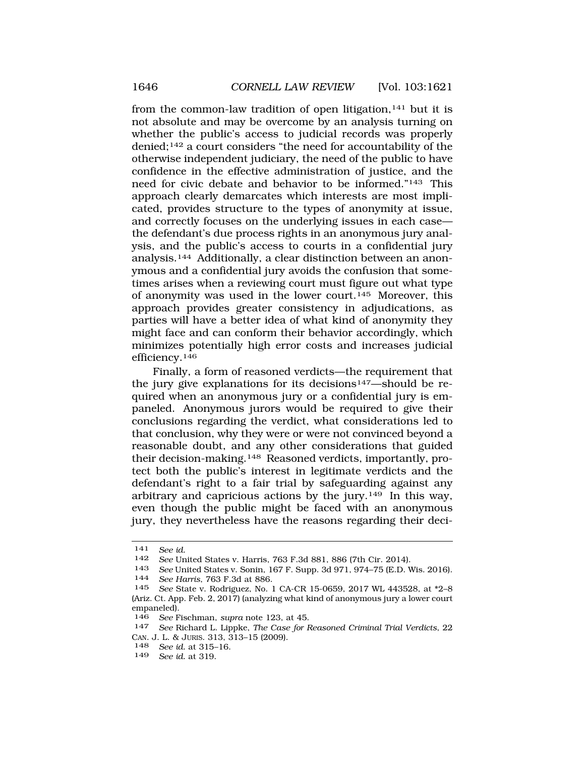from the common-law tradition of open litigation,[141] but it is not absolute and may be overcome by an analysis turning on whether the public's access to judicial records was properly denied;[142] a court considers "the need for accountability of the otherwise independent judiciary, the need of the public to have confidence in the effective administration of justice, and the need for civic debate and behavior to be informed."[143] This approach clearly demarcates which interests are most implicated, provides structure to the types of anonymity at issue, and correctly focuses on the underlying issues in each case—the defendant's due process rights in an anonymous jury analysis, and the public's access to courts in a confidential jury analysis.[144] Additionally, a clear distinction between an anonymous and a confidential jury avoids the confusion that sometimes arises when a reviewing court must figure out what type of anonymity was used in the lower court.[145] Moreover, this approach provides greater consistency in adjudications, as parties will have a better idea of what kind of anonymity they might face and can conform their behavior accordingly, which minimizes potentially high error costs and increases judicial efficiency.[146]

Finally, a form of reasoned verdicts—the requirement that the jury give explanations for its decisions[147]—should be required when an anonymous jury or a confidential jury is empaneled. Anonymous jurors would be required to give their conclusions regarding the verdict, what considerations led to that conclusion, why they were or were not convinced beyond a reasonable doubt, and any other considerations that guided their decision-making.[148] Reasoned verdicts, importantly, protect both the public's interest in legitimate verdicts and the defendant's right to a fair trial by safeguarding against any arbitrary and capricious actions by the jury.[149] In this way, even though the public might be faced with an anonymous jury, they nevertheless have the reasons regarding their deci-

---

141 *See id.*

142 *See* United States v. Harris, 763 F.3d 881, 886 (7th Cir. 2014).

143 *See* United States v. Sonin, 167 F. Supp. 3d 971, 974–75 (E.D. Wis. 2016).

144 *See Harris*, 763 F.3d at 886.

145 *See* State v. Rodriguez, No. 1 CA-CR 15-0659, 2017 WL 443528, at *2–8 (Ariz. Ct. App. Feb. 2, 2017) (analyzing what kind of anonymous jury a lower court empaneled).

146 *See* Fischman, *supra* note 123, at 45.

147 *See* Richard L. Lippke, *The Case for Reasoned Criminal Trial Verdicts*, 22 CAN. J. L. & JURIS. 313, 313–15 (2009).

148 *See id.* at 315–16.

149 *See id.* at 319.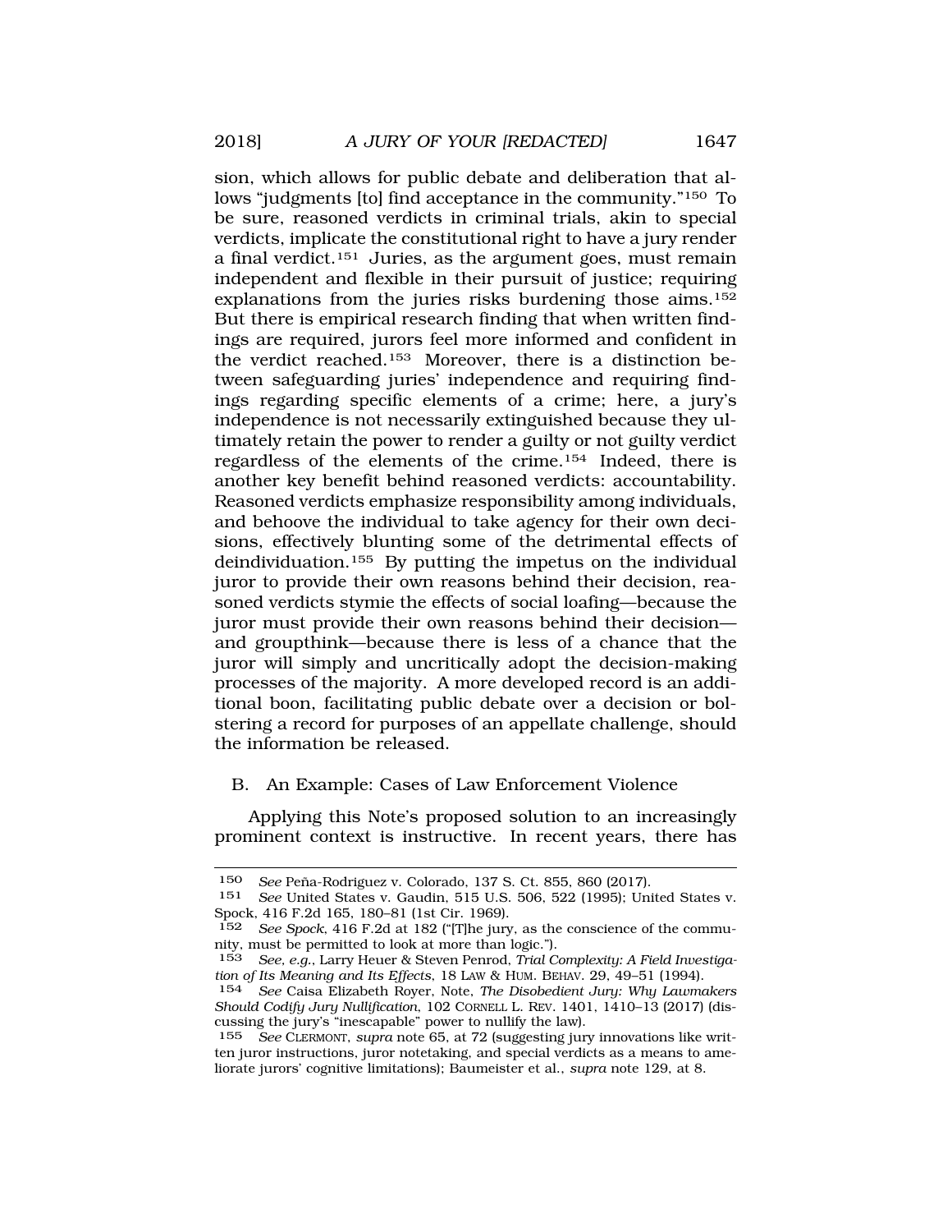sion, which allows for public debate and deliberation that allows "judgments [to] find acceptance in the community."[150] To be sure, reasoned verdicts in criminal trials, akin to special verdicts, implicate the constitutional right to have a jury render a final verdict.[151] Juries, as the argument goes, must remain independent and flexible in their pursuit of justice; requiring explanations from the juries risks burdening those aims.[152] But there is empirical research finding that when written findings are required, jurors feel more informed and confident in the verdict reached.[153] Moreover, there is a distinction between safeguarding juries' independence and requiring findings regarding specific elements of a crime; here, a jury's independence is not necessarily extinguished because they ultimately retain the power to render a guilty or not guilty verdict regardless of the elements of the crime.[154] Indeed, there is another key benefit behind reasoned verdicts: accountability. Reasoned verdicts emphasize responsibility among individuals, and behoove the individual to take agency for their own decisions, effectively blunting some of the detrimental effects of deindividuation.[155] By putting the impetus on the individual juror to provide their own reasons behind their decision, reasoned verdicts stymie the effects of social loafing—because the juror must provide their own reasons behind their decision—and groupthink—because there is less of a chance that the juror will simply and uncritically adopt the decision-making processes of the majority. A more developed record is an additional boon, facilitating public debate over a decision or bolstering a record for purposes of an appellate challenge, should the information be released.

## B. An Example: Cases of Law Enforcement Violence

Applying this Note's proposed solution to an increasingly prominent context is instructive. In recent years, there has

---

150 *See* Peña-Rodriguez v. Colorado, 137 S. Ct. 855, 860 (2017).

151 *See* United States v. Gaudin, 515 U.S. 506, 522 (1995); United States v. Spock, 416 F.2d 165, 180–81 (1st Cir. 1969).

152 *See Spock*, 416 F.2d at 182 ("[T]he jury, as the conscience of the community, must be permitted to look at more than logic.").

153 *See, e.g.*, Larry Heuer & Steven Penrod, *Trial Complexity: A Field Investigation of Its Meaning and Its Effects*, 18 LAW & HUM. BEHAV. 29, 49–51 (1994).

154 *See* Caisa Elizabeth Royer, Note, *The Disobedient Jury: Why Lawmakers Should Codify Jury Nullification*, 102 CORNELL L. REV. 1401, 1410–13 (2017) (discussing the jury's "inescapable" power to nullify the law).

155 *See* CLERMONT, *supra* note 65, at 72 (suggesting jury innovations like written juror instructions, juror notetaking, and special verdicts as a means to ameliorate jurors' cognitive limitations); Baumeister et al., *supra* note 129, at 8.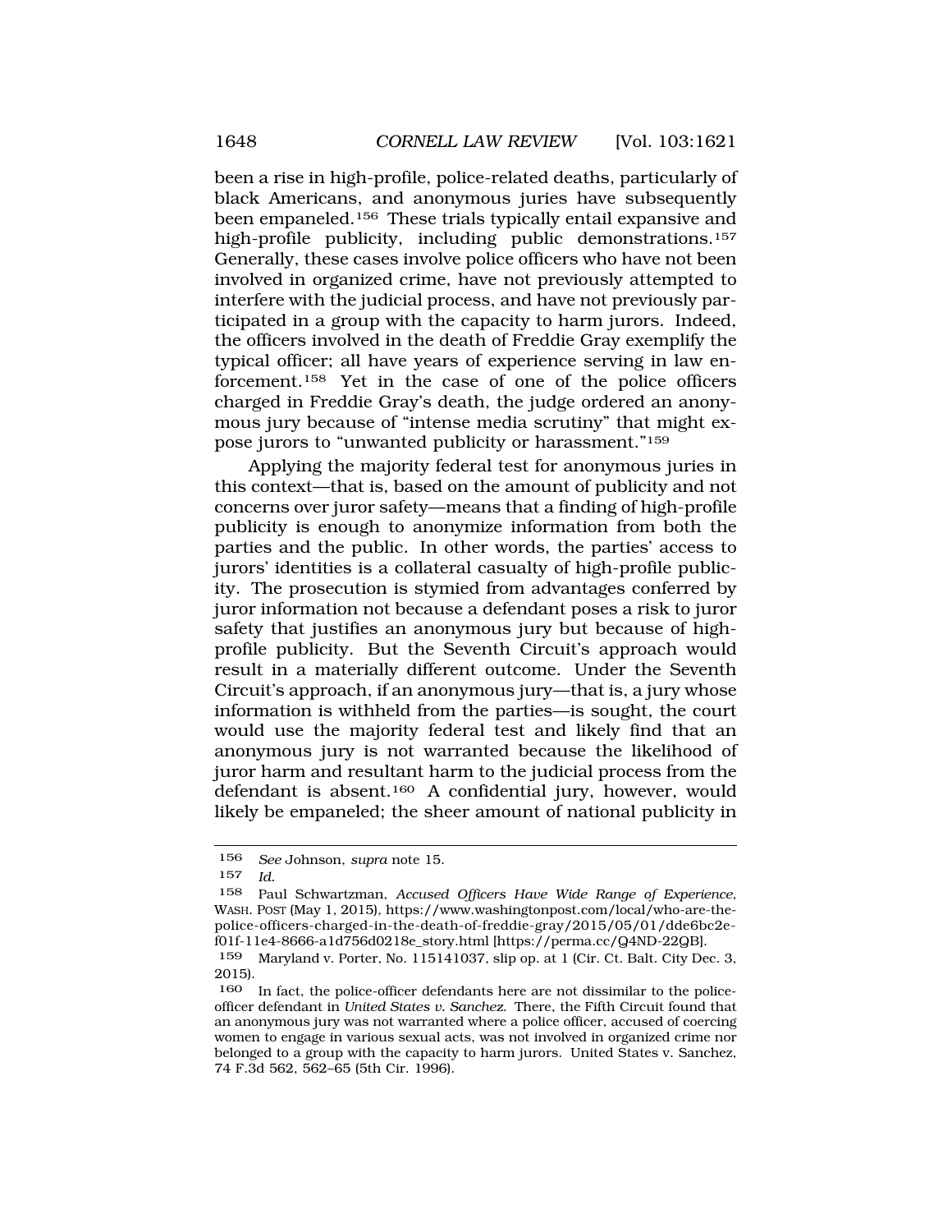been a rise in high-profile, police-related deaths, particularly of black Americans, and anonymous juries have subsequently been empaneled.[156] These trials typically entail expansive and high-profile publicity, including public demonstrations.[157] Generally, these cases involve police officers who have not been involved in organized crime, have not previously attempted to interfere with the judicial process, and have not previously participated in a group with the capacity to harm jurors. Indeed, the officers involved in the death of Freddie Gray exemplify the typical officer; all have years of experience serving in law enforcement.[158] Yet in the case of one of the police officers charged in Freddie Gray's death, the judge ordered an anonymous jury because of "intense media scrutiny" that might expose jurors to "unwanted publicity or harassment."[159]

Applying the majority federal test for anonymous juries in this context—that is, based on the amount of publicity and not concerns over juror safety—means that a finding of high-profile publicity is enough to anonymize information from both the parties and the public. In other words, the parties' access to jurors' identities is a collateral casualty of high-profile publicity. The prosecution is stymied from advantages conferred by juror information not because a defendant poses a risk to juror safety that justifies an anonymous jury but because of high-profile publicity. But the Seventh Circuit's approach would result in a materially different outcome. Under the Seventh Circuit's approach, if an anonymous jury—that is, a jury whose information is withheld from the parties—is sought, the court would use the majority federal test and likely find that an anonymous jury is not warranted because the likelihood of juror harm and resultant harm to the judicial process from the defendant is absent.[160] A confidential jury, however, would likely be empaneled; the sheer amount of national publicity in

---

156 *See* Johnson, *supra* note 15.

157 *Id.*

158 Paul Schwartzman, *Accused Officers Have Wide Range of Experience*, WASH. POST (May 1, 2015), https://www.washingtonpost.com/local/who-are-the-police-officers-charged-in-the-death-of-freddie-gray/2015/05/01/dde6bc2e-f01f-11e4-8666-a1d756d0218e_story.html [https://perma.cc/Q4ND-22QB].

159 Maryland v. Porter, No. 115141037, slip op. at 1 (Cir. Ct. Balt. City Dec. 3, 2015).

160 In fact, the police-officer defendants here are not dissimilar to the police-officer defendant in *United States v. Sanchez*. There, the Fifth Circuit found that an anonymous jury was not warranted where a police officer, accused of coercing women to engage in various sexual acts, was not involved in organized crime nor belonged to a group with the capacity to harm jurors. United States v. Sanchez, 74 F.3d 562, 562–65 (5th Cir. 1996).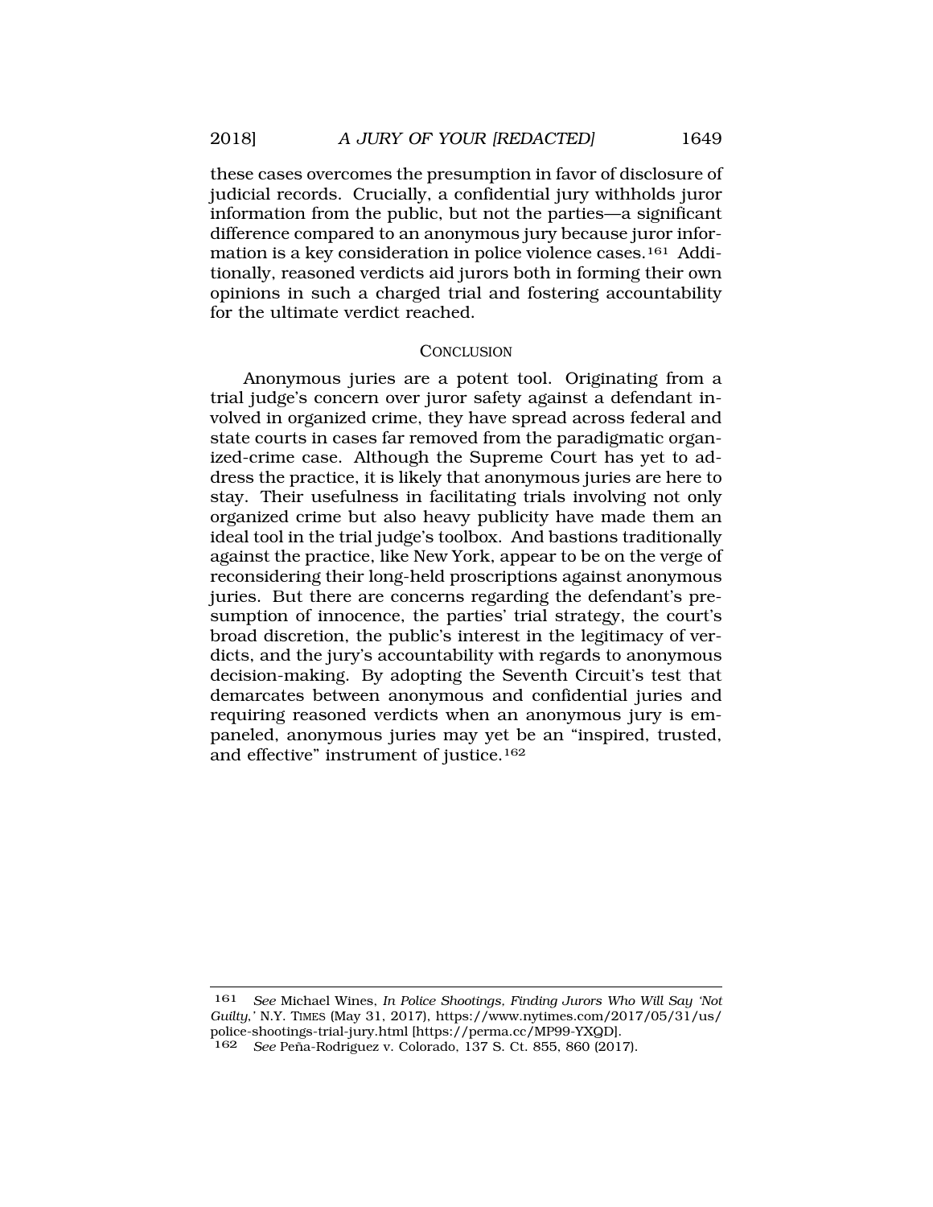these cases overcomes the presumption in favor of disclosure of judicial records. Crucially, a confidential jury withholds juror information from the public, but not the parties—a significant difference compared to an anonymous jury because juror information is a key consideration in police violence cases.[161] Additionally, reasoned verdicts aid jurors both in forming their own opinions in such a charged trial and fostering accountability for the ultimate verdict reached.

## CONCLUSION

Anonymous juries are a potent tool. Originating from a trial judge's concern over juror safety against a defendant involved in organized crime, they have spread across federal and state courts in cases far removed from the paradigmatic organized-crime case. Although the Supreme Court has yet to address the practice, it is likely that anonymous juries are here to stay. Their usefulness in facilitating trials involving not only organized crime but also heavy publicity have made them an ideal tool in the trial judge's toolbox. And bastions traditionally against the practice, like New York, appear to be on the verge of reconsidering their long-held proscriptions against anonymous juries. But there are concerns regarding the defendant's presumption of innocence, the parties' trial strategy, the court's broad discretion, the public's interest in the legitimacy of verdicts, and the jury's accountability with regards to anonymous decision-making. By adopting the Seventh Circuit's test that demarcates between anonymous and confidential juries and requiring reasoned verdicts when an anonymous jury is empaneled, anonymous juries may yet be an "inspired, trusted, and effective" instrument of justice.[162]

---

161 *See* Michael Wines, *In Police Shootings, Finding Jurors Who Will Say 'Not Guilty,'* N.Y. TIMES (May 31, 2017), https://www.nytimes.com/2017/05/31/us/police-shootings-trial-jury.html [https://perma.cc/MP99-YXQD].

162 *See* Peña-Rodriguez v. Colorado, 137 S. Ct. 855, 860 (2017).